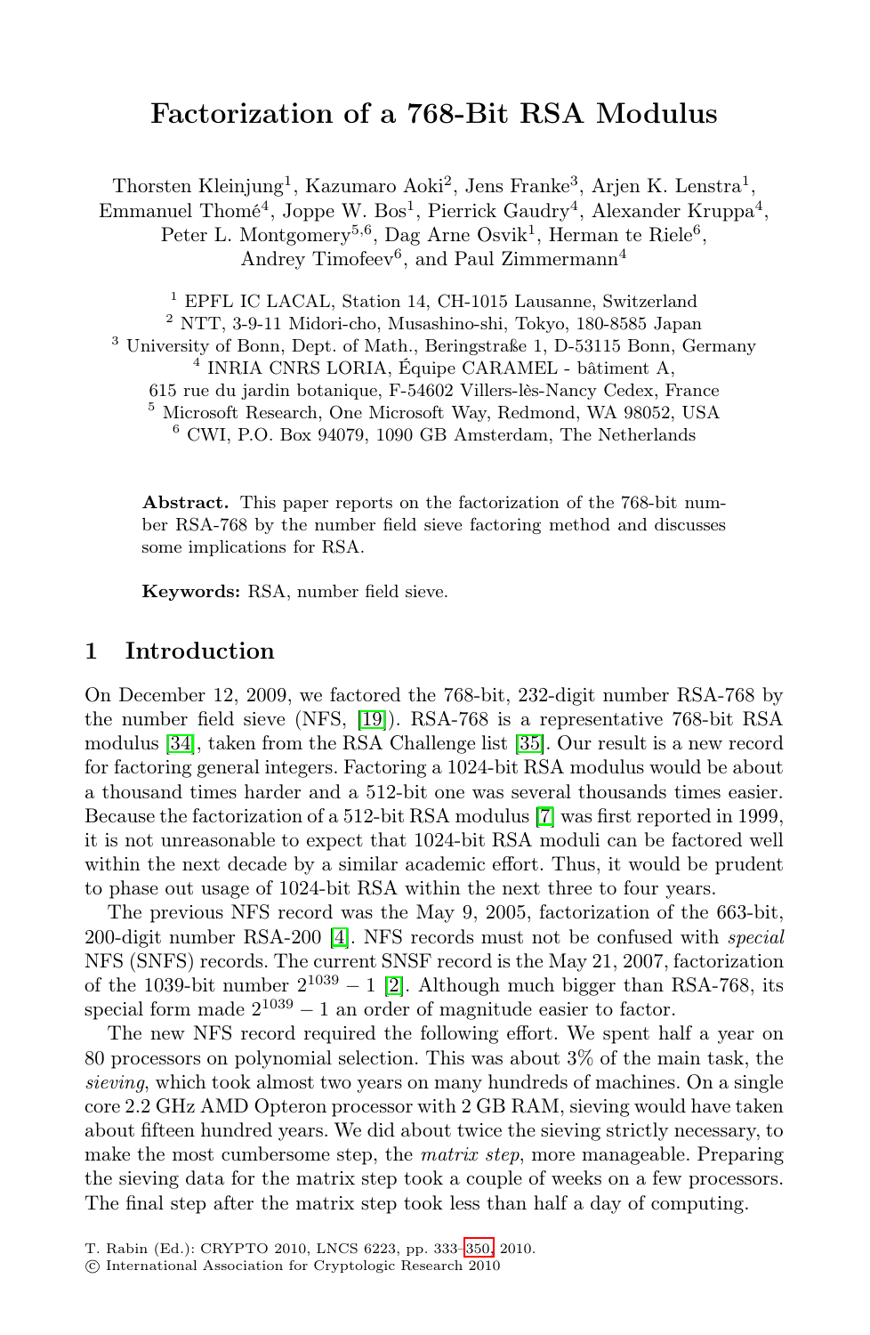# Factorization of a 768-Bit RSA Modulus

Thorsten Kleinjung[1], Kazumaro Aoki[2], Jens Franke[3], Arjen K. Lenstra[1], Emmanuel Thomé[4], Joppe W. Bos[1], Pierrick Gaudry[4], Alexander Kruppa[4], Peter L. Montgomery[5,6], Dag Arne Osvik[1], Herman te Riele[6], Andrey Timofeev[6], and Paul Zimmermann[4]

[1] EPFL IC LACAL, Station 14, CH-1015 Lausanne, Switzerland
[2] NTT, 3-9-11 Midori-cho, Musashino-shi, Tokyo, 180-8585 Japan
[3] University of Bonn, Dept. of Math., Beringstraße 1, D-53115 Bonn, Germany
[4] INRIA CNRS LORIA, Équipe CARAMEL - bâtiment A, 615 rue du jardin botanique, F-54602 Villers-lès-Nancy Cedex, France
[5] Microsoft Research, One Microsoft Way, Redmond, WA 98052, USA
[6] CWI, P.O. Box 94079, 1090 GB Amsterdam, The Netherlands

**Abstract.** This paper reports on the factorization of the 768-bit number RSA-768 by the number field sieve factoring method and discusses some implications for RSA.

**Keywords:** RSA, number field sieve.

## 1 Introduction

On December 12, 2009, we factored the 768-bit, 232-digit number RSA-768 by the number field sieve (NFS, [19]). RSA-768 is a representative 768-bit RSA modulus [34], taken from the RSA Challenge list [35]. Our result is a new record for factoring general integers. Factoring a 1024-bit RSA modulus would be about a thousand times harder and a 512-bit one was several thousands times easier. Because the factorization of a 512-bit RSA modulus [7] was first reported in 1999, it is not unreasonable to expect that 1024-bit RSA moduli can be factored well within the next decade by a similar academic effort. Thus, it would be prudent to phase out usage of 1024-bit RSA within the next three to four years.

The previous NFS record was the May 9, 2005, factorization of the 663-bit, 200-digit number RSA-200 [4]. NFS records must not be confused with *special* NFS (SNFS) records. The current SNSF record is the May 21, 2007, factorization of the 1039-bit number $2^{1039} - 1$ [2]. Although much bigger than RSA-768, its special form made $2^{1039} - 1$ an order of magnitude easier to factor.

The new NFS record required the following effort. We spent half a year on 80 processors on polynomial selection. This was about 3% of the main task, the *sieving*, which took almost two years on many hundreds of machines. On a single core 2.2 GHz AMD Opteron processor with 2 GB RAM, sieving would have taken about fifteen hundred years. We did about twice the sieving strictly necessary, to make the most cumbersome step, the *matrix step*, more manageable. Preparing the sieving data for the matrix step took a couple of weeks on a few processors. The final step after the matrix step took less than half a day of computing.

T. Rabin (Ed.): CRYPTO 2010, LNCS 6223, pp. 333–350, 2010.
© International Association for Cryptologic Research 2010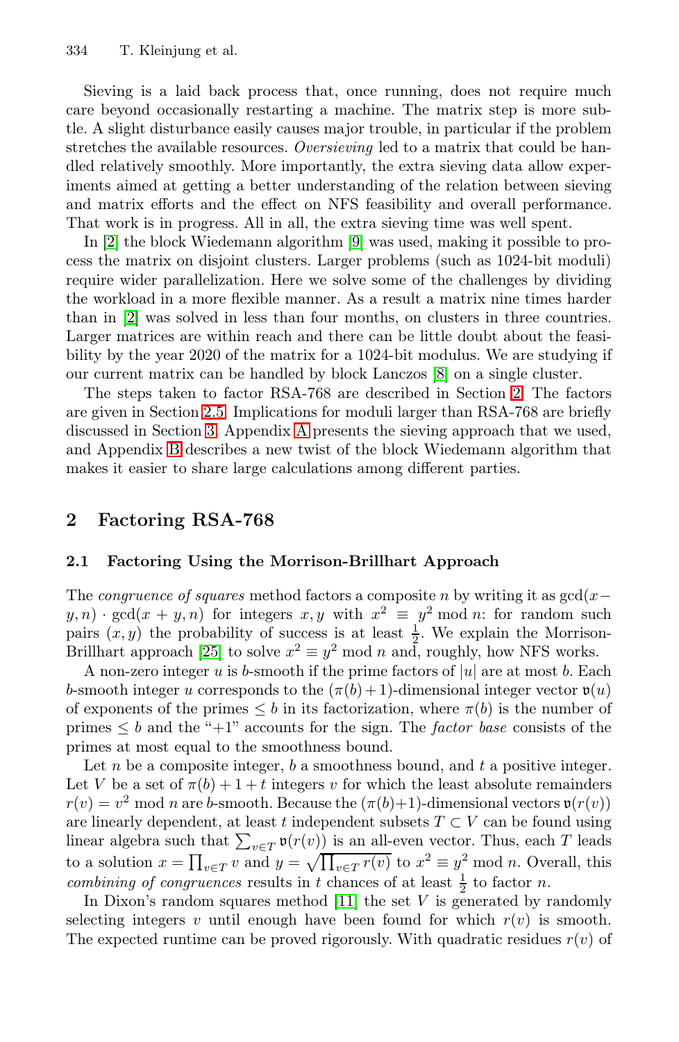Sieving is a laid back process that, once running, does not require much care beyond occasionally restarting a machine. The matrix step is more subtle. A slight disturbance easily causes major trouble, in particular if the problem stretches the available resources. *Oversieving* led to a matrix that could be handled relatively smoothly. More importantly, the extra sieving data allow experiments aimed at getting a better understanding of the relation between sieving and matrix efforts and the effect on NFS feasibility and overall performance. That work is in progress. All in all, the extra sieving time was well spent.

In [2] the block Wiedemann algorithm [9] was used, making it possible to process the matrix on disjoint clusters. Larger problems (such as 1024-bit moduli) require wider parallelization. Here we solve some of the challenges by dividing the workload in a more flexible manner. As a result a matrix nine times harder than in [2] was solved in less than four months, on clusters in three countries. Larger matrices are within reach and there can be little doubt about the feasibility by the year 2020 of the matrix for a 1024-bit modulus. We are studying if our current matrix can be handled by block Lanczos [8] on a single cluster.

The steps taken to factor RSA-768 are described in Section 2. The factors are given in Section 2.5. Implications for moduli larger than RSA-768 are briefly discussed in Section 3. Appendix A presents the sieving approach that we used, and Appendix B describes a new twist of the block Wiedemann algorithm that makes it easier to share large calculations among different parties.

## 2 Factoring RSA-768

### 2.1 Factoring Using the Morrison-Brillhart Approach

The *congruence of squares* method factors a composite $n$ by writing it as $\gcd(x-y, n) \cdot \gcd(x+y, n)$ for integers $x, y$ with $x^2 \equiv y^2 \bmod n$: for random such pairs $(x, y)$ the probability of success is at least $\frac{1}{2}$. We explain the Morrison-Brillhart approach [25] to solve $x^2 \equiv y^2 \bmod n$ and, roughly, how NFS works.

A non-zero integer $u$ is $b$-smooth if the prime factors of $|u|$ are at most $b$. Each $b$-smooth integer $u$ corresponds to the $(\pi(b)+1)$-dimensional integer vector $\mathfrak{v}(u)$ of exponents of the primes $\leq b$ in its factorization, where $\pi(b)$ is the number of primes $\leq b$ and the "+1" accounts for the sign. The *factor base* consists of the primes at most equal to the smoothness bound.

Let $n$ be a composite integer, $b$ a smoothness bound, and $t$ a positive integer. Let $V$ be a set of $\pi(b)+1+t$ integers $v$ for which the least absolute remainders $r(v) = v^2 \bmod n$ are $b$-smooth. Because the $(\pi(b)+1)$-dimensional vectors $\mathfrak{v}(r(v))$ are linearly dependent, at least $t$ independent subsets $T \subset V$ can be found using linear algebra such that $\sum_{v \in T} \mathfrak{v}(r(v))$ is an all-even vector. Thus, each $T$ leads to a solution $x = \prod_{v \in T} v$ and $y = \sqrt{\prod_{v \in T} r(v)}$ to $x^2 \equiv y^2 \bmod n$. Overall, this *combining of congruences* results in $t$ chances of at least $\frac{1}{2}$ to factor $n$.

In Dixon's random squares method [11] the set $V$ is generated by randomly selecting integers $v$ until enough have been found for which $r(v)$ is smooth. The expected runtime can be proved rigorously. With quadratic residues $r(v)$ of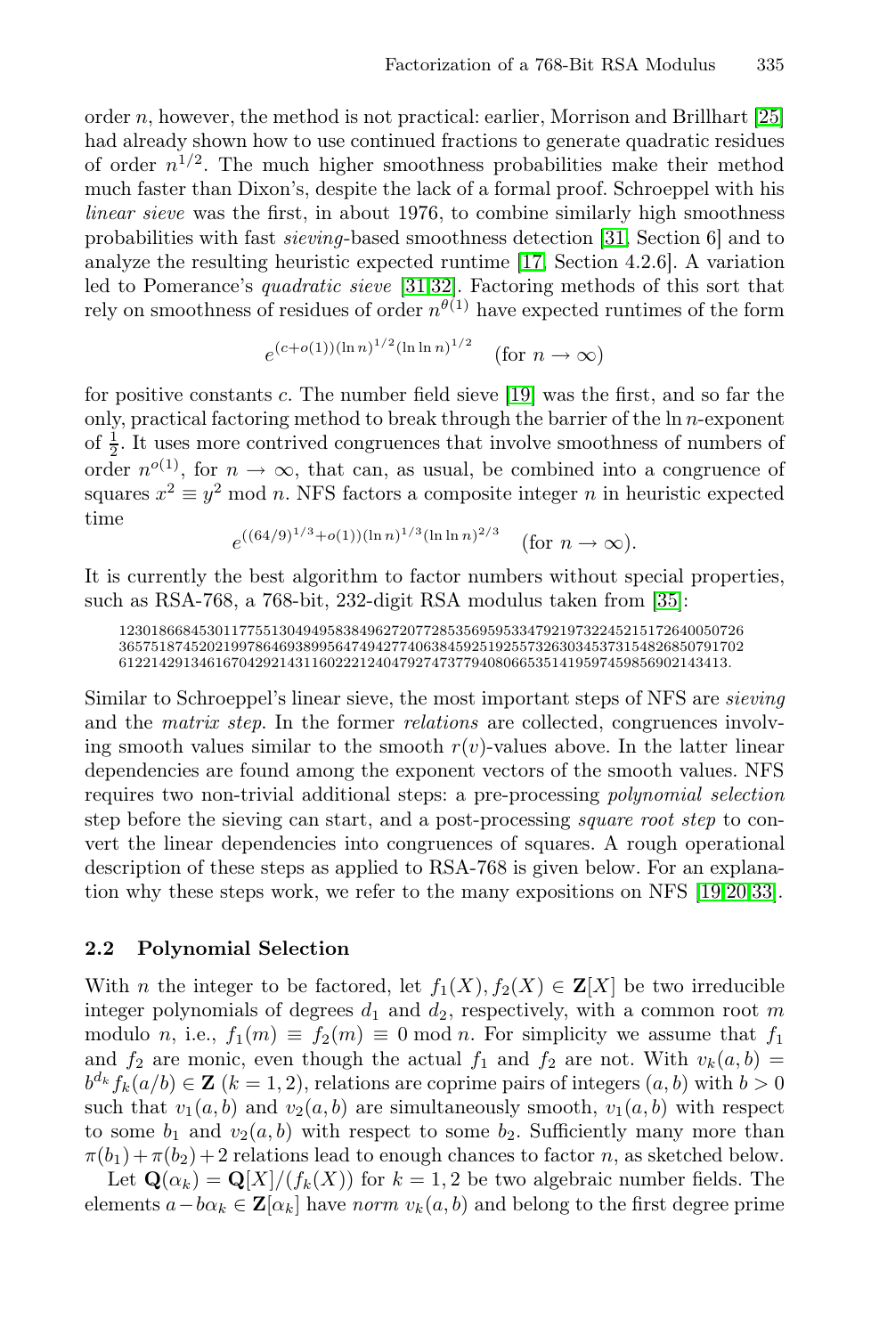order $n$, however, the method is not practical: earlier, Morrison and Brillhart [25] had already shown how to use continued fractions to generate quadratic residues of order $n^{1/2}$. The much higher smoothness probabilities make their method much faster than Dixon's, despite the lack of a formal proof. Schroeppel with his *linear sieve* was the first, in about 1976, to combine similarly high smoothness probabilities with fast *sieving*-based smoothness detection [31, Section 6] and to analyze the resulting heuristic expected runtime [17, Section 4.2.6]. A variation led to Pomerance's *quadratic sieve* [31,32]. Factoring methods of this sort that rely on smoothness of residues of order $n^{\theta(1)}$ have expected runtimes of the form

$$e^{(c+o(1))(\ln n)^{1/2}(\ln \ln n)^{1/2}} \quad (\text{for } n \to \infty)$$

for positive constants $c$. The number field sieve [19] was the first, and so far the only, practical factoring method to break through the barrier of the $\ln n$-exponent of $\frac{1}{2}$. It uses more contrived congruences that involve smoothness of numbers of order $n^{o(1)}$, for $n \to \infty$, that can, as usual, be combined into a congruence of squares $x^2 \equiv y^2 \bmod n$. NFS factors a composite integer $n$ in heuristic expected time

$$e^{((64/9)^{1/3}+o(1))(\ln n)^{1/3}(\ln \ln n)^{2/3}} \quad (\text{for } n \to \infty).$$

It is currently the best algorithm to factor numbers without special properties, such as RSA-768, a 768-bit, 232-digit RSA modulus taken from [35]:

1230186684530117755130494958384962720772853569595334792197322452151726400507263657518745202199786469389956474942774063845925192557326303453731548268507917026122142913461670429214311602221240479274737794080665351419597459856902143413.

Similar to Schroeppel's linear sieve, the most important steps of NFS are *sieving* and the *matrix step*. In the former *relations* are collected, congruences involving smooth values similar to the smooth $r(v)$-values above. In the latter linear dependencies are found among the exponent vectors of the smooth values. NFS requires two non-trivial additional steps: a pre-processing *polynomial selection* step before the sieving can start, and a post-processing *square root step* to convert the linear dependencies into congruences of squares. A rough operational description of these steps as applied to RSA-768 is given below. For an explanation why these steps work, we refer to the many expositions on NFS [19,20,33].

### 2.2 Polynomial Selection

With $n$ the integer to be factored, let $f_1(X), f_2(X) \in \mathbf{Z}[X]$ be two irreducible integer polynomials of degrees $d_1$ and $d_2$, respectively, with a common root $m$ modulo $n$, i.e., $f_1(m) \equiv f_2(m) \equiv 0 \bmod n$. For simplicity we assume that $f_1$ and $f_2$ are monic, even though the actual $f_1$ and $f_2$ are not. With $v_k(a,b) = b^{d_k} f_k(a/b) \in \mathbf{Z}$ $(k = 1, 2)$, relations are coprime pairs of integers $(a, b)$ with $b > 0$ such that $v_1(a, b)$ and $v_2(a, b)$ are simultaneously smooth, $v_1(a, b)$ with respect to some $b_1$ and $v_2(a, b)$ with respect to some $b_2$. Sufficiently many more than $\pi(b_1) + \pi(b_2) + 2$ relations lead to enough chances to factor $n$, as sketched below.

Let $\mathbf{Q}(\alpha_k) = \mathbf{Q}[X]/(f_k(X))$ for $k = 1, 2$ be two algebraic number fields. The elements $a - b\alpha_k \in \mathbf{Z}[\alpha_k]$ have *norm* $v_k(a, b)$ and belong to the first degree prime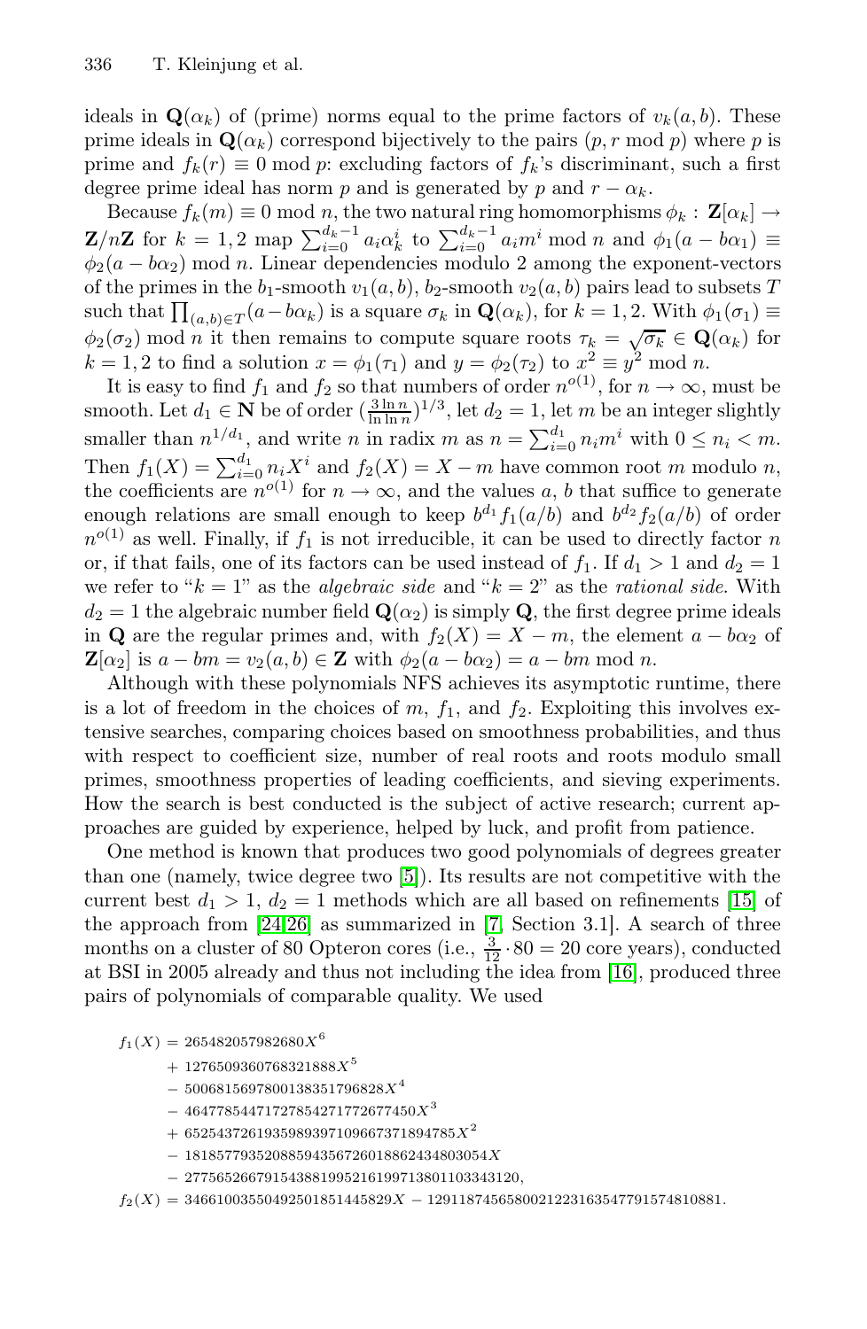ideals in $\mathbf{Q}(\alpha_k)$ of (prime) norms equal to the prime factors of $v_k(a, b)$. These prime ideals in $\mathbf{Q}(\alpha_k)$ correspond bijectively to the pairs $(p, r \bmod p)$ where $p$ is prime and $f_k(r) \equiv 0 \bmod p$: excluding factors of $f_k$'s discriminant, such a first degree prime ideal has norm $p$ and is generated by $p$ and $r - \alpha_k$.

Because $f_k(m) \equiv 0 \bmod n$, the two natural ring homomorphisms $\phi_k : \mathbf{Z}[\alpha_k] \to \mathbf{Z}/n\mathbf{Z}$ for $k = 1, 2$ map $\sum_{i=0}^{d_k-1} a_i \alpha_k^i$ to $\sum_{i=0}^{d_k-1} a_i m^i \bmod n$ and $\phi_1(a - b\alpha_1) \equiv \phi_2(a - b\alpha_2) \bmod n$. Linear dependencies modulo 2 among the exponent-vectors of the primes in the $b_1$-smooth $v_1(a, b)$, $b_2$-smooth $v_2(a, b)$ pairs lead to subsets $T$ such that $\prod_{(a,b) \in T}(a - b\alpha_k)$ is a square $\sigma_k$ in $\mathbf{Q}(\alpha_k)$, for $k = 1, 2$. With $\phi_1(\sigma_1) \equiv \phi_2(\sigma_2) \bmod n$ it then remains to compute square roots $\tau_k = \sqrt{\sigma_k} \in \mathbf{Q}(\alpha_k)$ for $k = 1, 2$ to find a solution $x = \phi_1(\tau_1)$ and $y = \phi_2(\tau_2)$ to $x^2 \equiv y^2 \bmod n$.

It is easy to find $f_1$ and $f_2$ so that numbers of order $n^{o(1)}$, for $n \to \infty$, must be smooth. Let $d_1 \in \mathbf{N}$ be of order $(\frac{3 \ln n}{\ln \ln n})^{1/3}$, let $d_2 = 1$, let $m$ be an integer slightly smaller than $n^{1/d_1}$, and write $n$ in radix $m$ as $n = \sum_{i=0}^{d_1} n_i m^i$ with $0 \le n_i < m$. Then $f_1(X) = \sum_{i=0}^{d_1} n_i X^i$ and $f_2(X) = X - m$ have common root $m$ modulo $n$, the coefficients are $n^{o(1)}$ for $n \to \infty$, and the values $a, b$ that suffice to generate enough relations are small enough to keep $b^{d_1} f_1(a/b)$ and $b^{d_2} f_2(a/b)$ of order $n^{o(1)}$ as well. Finally, if $f_1$ is not irreducible, it can be used to directly factor $n$ or, if that fails, one of its factors can be used instead of $f_1$. If $d_1 > 1$ and $d_2 = 1$ we refer to "$k = 1$" as the *algebraic side* and "$k = 2$" as the *rational side*. With $d_2 = 1$ the algebraic number field $\mathbf{Q}(\alpha_2)$ is simply $\mathbf{Q}$, the first degree prime ideals in $\mathbf{Q}$ are the regular primes and, with $f_2(X) = X - m$, the element $a - b\alpha_2$ of $\mathbf{Z}[\alpha_2]$ is $a - bm = v_2(a, b) \in \mathbf{Z}$ with $\phi_2(a - b\alpha_2) = a - bm \bmod n$.

Although with these polynomials NFS achieves its asymptotic runtime, there is a lot of freedom in the choices of $m$, $f_1$, and $f_2$. Exploiting this involves extensive searches, comparing choices based on smoothness probabilities, and thus with respect to coefficient size, number of real roots and roots modulo small primes, smoothness properties of leading coefficients, and sieving experiments. How the search is best conducted is the subject of active research; current approaches are guided by experience, helped by luck, and profit from patience.

One method is known that produces two good polynomials of degrees greater than one (namely, twice degree two [5]). Its results are not competitive with the current best $d_1 > 1$, $d_2 = 1$ methods which are all based on refinements [15] of the approach [24,26] as summarized in [7, Section 3.1]. A search of three months on a cluster of 80 Opteron cores (i.e., $\frac{3}{12} \cdot 80 = 20$ core years), conducted at BSI in 2005 already and thus not including the idea from [16], produced three pairs of polynomials of comparable quality. We used

$$
\begin{aligned}
f_1(X) = {} & 265482057982680X^6 \\
& + 1276509360768321888X^5 \\
& - 5006815697800138351796828X^4 \\
& - 46477854471727854271772677450X^3 \\
& + 6525437261935989397109667371894785X^2 \\
& - 18185779352088594356726018862434803054X \\
& - 277565266791543881995216199713801103343120,
\end{aligned}
$$

$$
f_2(X) = 34661003550492501851445829X - 1291187456580021223163547791574810881.
$$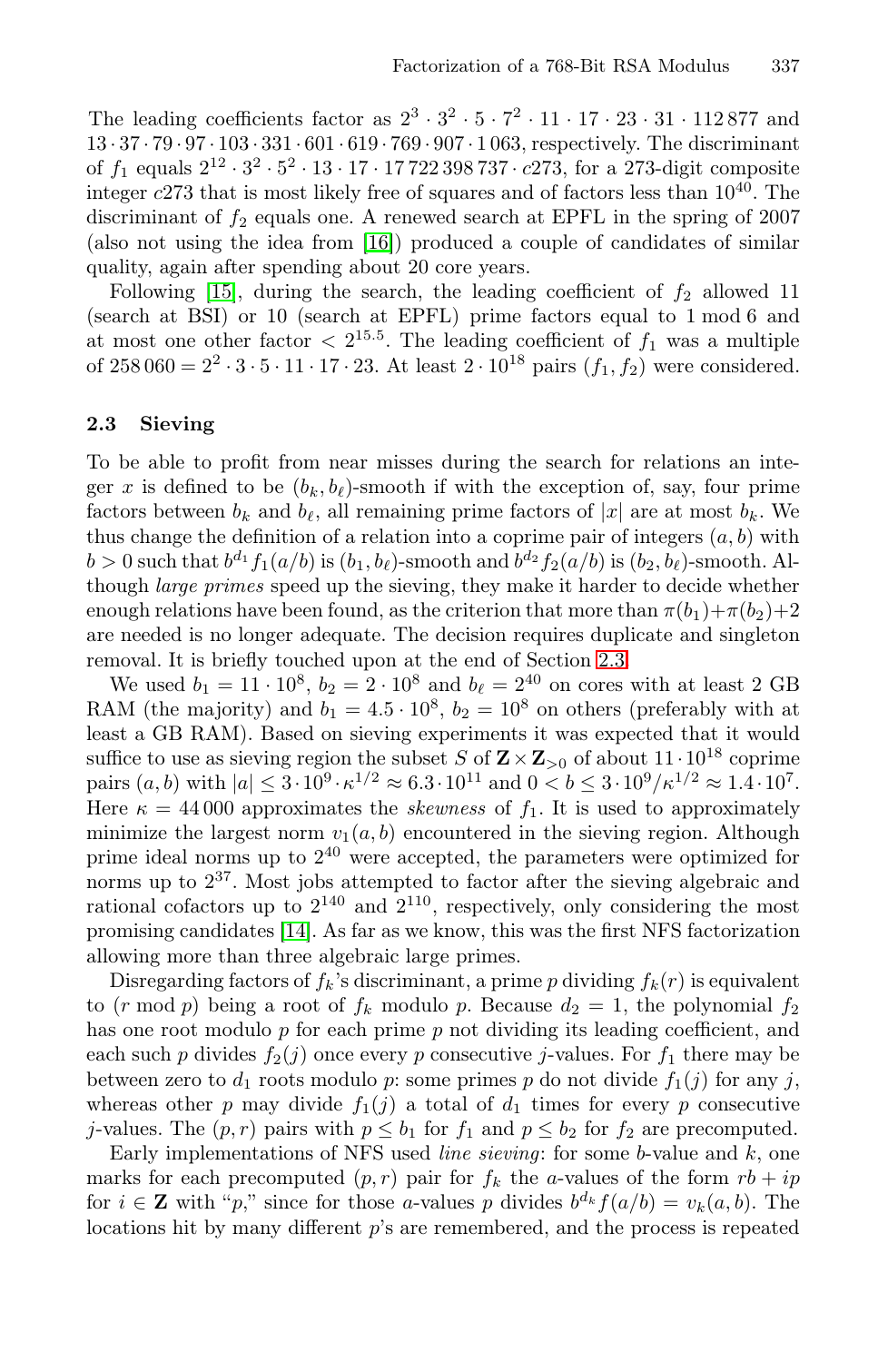The leading coefficients factor as $2^3 \cdot 3^2 \cdot 5 \cdot 7^2 \cdot 11 \cdot 17 \cdot 23 \cdot 31 \cdot 112\,877$ and $13 \cdot 37 \cdot 79 \cdot 97 \cdot 103 \cdot 331 \cdot 601 \cdot 619 \cdot 769 \cdot 907 \cdot 1\,063$, respectively. The discriminant of $f_1$ equals $2^{12} \cdot 3^2 \cdot 5^2 \cdot 13 \cdot 17 \cdot 17\,722\,398\,737 \cdot c273$, for a 273-digit composite integer $c273$ that is most likely free of squares and of factors less than $10^{40}$. The discriminant of $f_2$ equals one. A renewed search at EPFL in the spring of 2007 (also not using the idea from [16]) produced a couple of candidates of similar quality, again after spending about 20 core years.

Following [15], during the search, the leading coefficient of $f_2$ allowed 11 (search at BSI) or 10 (search at EPFL) prime factors equal to 1 mod 6 and at most one other factor $< 2^{15.5}$. The leading coefficient of $f_1$ was a multiple of $258\,060 = 2^2 \cdot 3 \cdot 5 \cdot 11 \cdot 17 \cdot 23$. At least $2 \cdot 10^{18}$ pairs $(f_1, f_2)$ were considered.

### 2.3 Sieving

To be able to profit from near misses during the search for relations an integer $x$ is defined to be $(b_k, b_\ell)$-smooth if with the exception of, say, four prime factors between $b_k$ and $b_\ell$, all remaining prime factors of $|x|$ are at most $b_k$. We thus change the definition of a relation into a coprime pair of integers $(a, b)$ with $b > 0$ such that $b^{d_1} f_1(a/b)$ is $(b_1, b_\ell)$-smooth and $b^{d_2} f_2(a/b)$ is $(b_2, b_\ell)$-smooth. Although *large primes* speed up the sieving, they make it harder to decide whether enough relations have been found, as the criterion that more than $\pi(b_1)+\pi(b_2)+2$ are needed is no longer adequate. The decision requires duplicate and singleton removal. It is briefly touched upon at the end of Section 2.3.

We used $b_1 = 11 \cdot 10^8$, $b_2 = 2 \cdot 10^8$ and $b_\ell = 2^{40}$ on cores with at least 2 GB RAM (the majority) and $b_1 = 4.5 \cdot 10^8$, $b_2 = 10^8$ on others (preferably with at least a GB RAM). Based on sieving experiments it was expected that it would suffice to use as sieving region the subset $S$ of $\mathbf{Z} \times \mathbf{Z}_{>0}$ of about $11 \cdot 10^{18}$ coprime pairs $(a, b)$ with $|a| \leq 3 \cdot 10^9 \cdot \kappa^{1/2} \approx 6.3 \cdot 10^{11}$ and $0 < b \leq 3 \cdot 10^9/\kappa^{1/2} \approx 1.4 \cdot 10^7$. Here $\kappa = 44\,000$ approximates the *skewness* of $f_1$. It is used to approximately minimize the largest norm $v_1(a, b)$ encountered in the sieving region. Although prime ideal norms up to $2^{40}$ were accepted, the parameters were optimized for norms up to $2^{37}$. Most jobs attempted to factor after the sieving algebraic and rational cofactors up to $2^{140}$ and $2^{110}$, respectively, only considering the most promising candidates [14]. As far as we know, this was the first NFS factorization allowing more than three algebraic large primes.

Disregarding factors of $f_k$'s discriminant, a prime $p$ dividing $f_k(r)$ is equivalent to $(r \bmod p)$ being a root of $f_k$ modulo $p$. Because $d_2 = 1$, the polynomial $f_2$ has one root modulo $p$ for each prime $p$ not dividing its leading coefficient, and each such $p$ divides $f_2(j)$ once every $p$ consecutive $j$-values. For $f_1$ there may be between zero to $d_1$ roots modulo $p$: some primes $p$ do not divide $f_1(j)$ for any $j$, whereas other $p$ may divide $f_1(j)$ a total of $d_1$ times for every $p$ consecutive $j$-values. The $(p, r)$ pairs with $p \leq b_1$ for $f_1$ and $p \leq b_2$ for $f_2$ are precomputed.

Early implementations of NFS used *line sieving*: for some $b$-value and $k$, one marks for each precomputed $(p, r)$ pair for $f_k$ the $a$-values of the form $rb + ip$ for $i \in \mathbf{Z}$ with "$p$," since for those $a$-values $p$ divides $b^{d_k} f(a/b) = v_k(a, b)$. The locations hit by many different $p$'s are remembered, and the process is repeated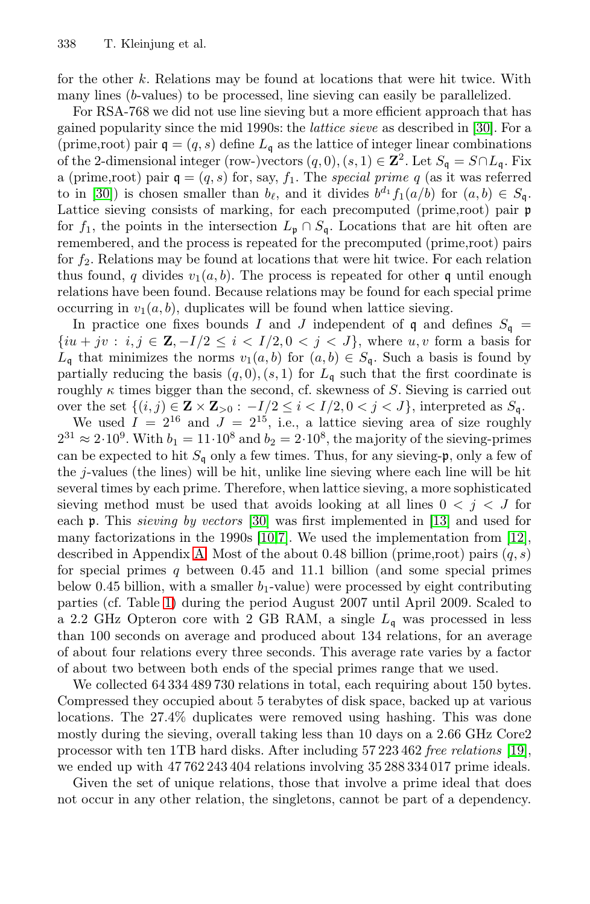for the other $k$. Relations may be found at locations that were hit twice. With many lines ($b$-values) to be processed, line sieving can easily be parallelized.

For RSA-768 we did not use line sieving but a more efficient approach that has gained popularity since the mid 1990s: the *lattice sieve* as described in [30]. For a (prime,root) pair $\mathfrak{q} = (q, s)$ define $L_\mathfrak{q}$ as the lattice of integer linear combinations of the 2-dimensional integer (row-)vectors $(q, 0), (s, 1) \in \mathbf{Z}^2$. Let $S_\mathfrak{q} = S \cap L_\mathfrak{q}$. Fix a (prime,root) pair $\mathfrak{q} = (q, s)$ for, say, $f_1$. The *special prime* $q$ (as it was referred to in [30]) is chosen smaller than $b_\ell$, and it divides $b^{d_1} f_1(a/b)$ for $(a, b) \in S_\mathfrak{q}$. Lattice sieving consists of marking, for each precomputed (prime,root) pair $\mathfrak{p}$ for $f_1$, the points in the intersection $L_\mathfrak{p} \cap S_\mathfrak{q}$. Locations that are hit often are remembered, and the process is repeated for the precomputed (prime,root) pairs for $f_2$. Relations may be found at locations that were hit twice. For each relation thus found, $q$ divides $v_1(a, b)$. The process is repeated for other $\mathfrak{q}$ until enough relations have been found. Because relations may be found for each special prime occurring in $v_1(a, b)$, duplicates will be found when lattice sieving.

In practice one fixes bounds $I$ and $J$ independent of $\mathfrak{q}$ and defines $S_\mathfrak{q} = \{iu + jv : i, j \in \mathbf{Z}, -I/2 \leq i < I/2, 0 < j < J\}$, where $u, v$ form a basis for $L_\mathfrak{q}$ that minimizes the norms $v_1(a, b)$ for $(a, b) \in S_\mathfrak{q}$. Such a basis is found by partially reducing the basis $(q, 0), (s, 1)$ for $L_\mathfrak{q}$ such that the first coordinate is roughly $\kappa$ times bigger than the second, cf. skewness of $S$. Sieving is carried out over the set $\{(i, j) \in \mathbf{Z} \times \mathbf{Z}_{>0} : -I/2 \leq i < I/2, 0 < j < J\}$, interpreted as $S_\mathfrak{q}$.

We used $I = 2^{16}$ and $J = 2^{15}$, i.e., a lattice sieving area of size roughly $2^{31} \approx 2 \cdot 10^9$. With $b_1 = 11 \cdot 10^8$ and $b_2 = 2 \cdot 10^8$, the majority of the sieving-primes can be expected to hit $S_\mathfrak{q}$ only a few times. Thus, for any sieving-$\mathfrak{p}$, only a few of the $j$-values (the lines) will be hit, unlike line sieving where each line will be hit several times by each prime. Therefore, when lattice sieving, a more sophisticated sieving method must be used that avoids looking at all lines $0 < j < J$ for each $\mathfrak{p}$. This *sieving by vectors* [30] was first implemented in [13] and used for many factorizations in the 1990s [10,7]. We used the implementation from [12], described in Appendix A. Most of the about 0.48 billion (prime,root) pairs $(q, s)$ for special primes $q$ between 0.45 and 11.1 billion (and some special primes below 0.45 billion, with a smaller $b_1$-value) were processed by eight contributing parties (cf. Table 1) during the period August 2007 until April 2009. Scaled to a 2.2 GHz Opteron core with 2 GB RAM, a single $L_\mathfrak{q}$ was processed in less than 100 seconds on average and produced about 134 relations, for an average of about four relations every three seconds. This average rate varies by a factor of about two between both ends of the special primes range that we used.

We collected 64 334 489 730 relations in total, each requiring about 150 bytes. Compressed they occupied about 5 terabytes of disk space, backed up at various locations. The 27.4% duplicates were removed using hashing. This was done mostly during the sieving, overall taking less than 10 days on a 2.66 GHz Core2 processor with ten 1TB hard disks. After including 57 223 462 *free relations* [19], we ended up with 47 762 243 404 relations involving 35 288 334 017 prime ideals.

Given the set of unique relations, those that involve a prime ideal that does not occur in any other relation, the singletons, cannot be part of a dependency.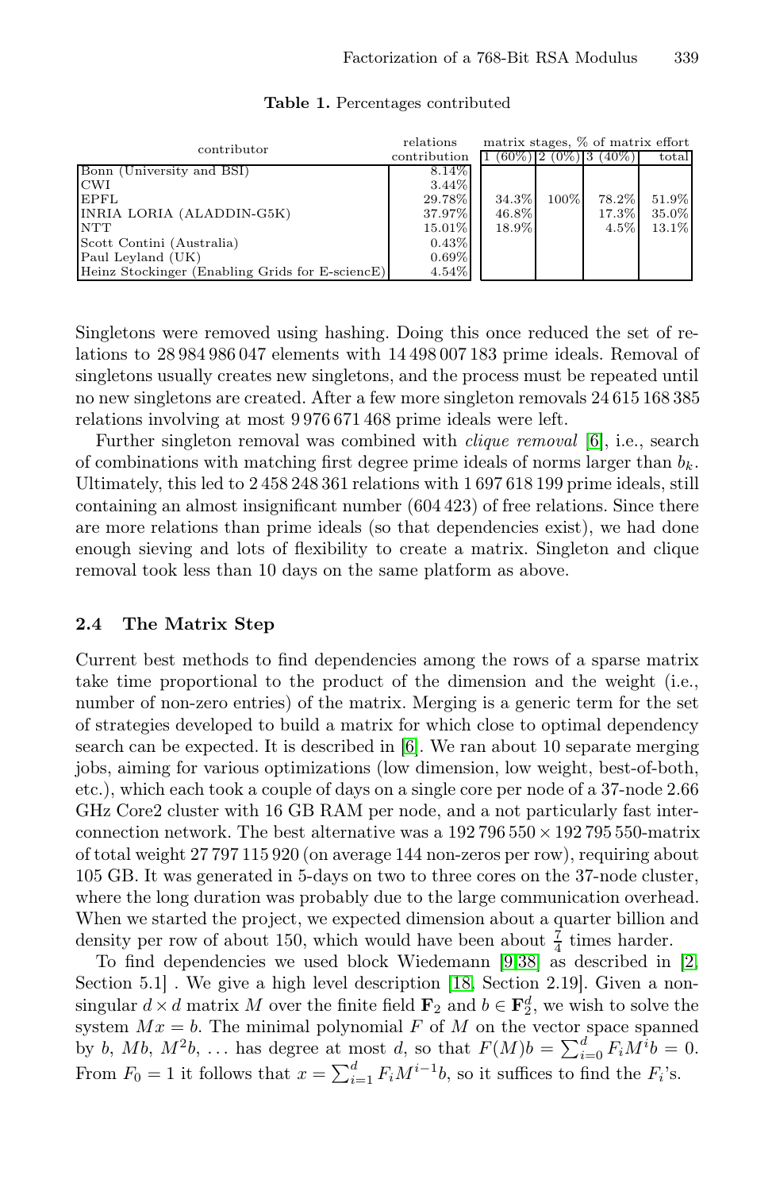**Table 1.** Percentages contributed

| contributor | relations contribution | matrix stages, % of matrix effort | | | |
|---|---|---|---|---|---|
| | | 1 (60%) | 2 (0%) | 3 (40%) | total |
| Bonn (University and BSI) | 8.14% | | | | |
| CWI | 3.44% | | | | |
| EPFL | 29.78% | 34.3% | 100% | 78.2% | 51.9% |
| INRIA LORIA (ALADDIN-G5K) | 37.97% | 46.8% | | 17.3% | 35.0% |
| NTT | 15.01% | 18.9% | | 4.5% | 13.1% |
| Scott Contini (Australia) | 0.43% | | | | |
| Paul Leyland (UK) | 0.69% | | | | |
| Heinz Stockinger (Enabling Grids for E-sciencE) | 4.54% | | | | |

Singletons were removed using hashing. Doing this once reduced the set of relations to 28 984 986 047 elements with 14 498 007 183 prime ideals. Removal of singletons usually creates new singletons, and the process must be repeated until no new singletons are created. After a few more singleton removals 24 615 168 385 relations involving at most 9 976 671 468 prime ideals were left.

Further singleton removal was combined with *clique removal* [6], i.e., search of combinations with matching first degree prime ideals of norms larger than $b_k$. Ultimately, this led to 2 458 248 361 relations with 1 697 618 199 prime ideals, still containing an almost insignificant number (604 423) of free relations. Since there are more relations than prime ideals (so that dependencies exist), we had done enough sieving and lots of flexibility to create a matrix. Singleton and clique removal took less than 10 days on the same platform as above.

### 2.4 The Matrix Step

Current best methods to find dependencies among the rows of a sparse matrix take time proportional to the product of the dimension and the weight (i.e., number of non-zero entries) of the matrix. Merging is a generic term for the set of strategies developed to build a matrix for which close to optimal dependency search can be expected. It is described in [6]. We ran about 10 separate merging jobs, aiming for various optimizations (low dimension, low weight, best-of-both, etc.), which each took a couple of days on a single core per node of a 37-node 2.66 GHz Core2 cluster with 16 GB RAM per node, and a not particularly fast interconnection network. The best alternative was a $192\,796\,550 \times 192\,795\,550$-matrix of total weight 27 797 115 920 (on average 144 non-zeros per row), requiring about 105 GB. It was generated in 5-days on two to three cores on the 37-node cluster, where the long duration was probably due to the large communication overhead. When we started the project, we expected dimension about a quarter billion and density per row of about 150, which would have been about $\frac{7}{4}$ times harder.

To find dependencies we used block Wiedemann [9,38] as described in [2, Section 5.1] . We give a high level description [18, Section 2.19]. Given a non-singular $d \times d$ matrix $M$ over the finite field $\mathbf{F}_2$ and $b \in \mathbf{F}_2^d$, we wish to solve the system $Mx = b$. The minimal polynomial $F$ of $M$ on the vector space spanned by $b$, $Mb$, $M^2b$, ... has degree at most $d$, so that $F(M)b = \sum_{i=0}^{d} F_i M^i b = 0$. From $F_0 = 1$ it follows that $x = \sum_{i=1}^{d} F_i M^{i-1} b$, so it suffices to find the $F_i$'s.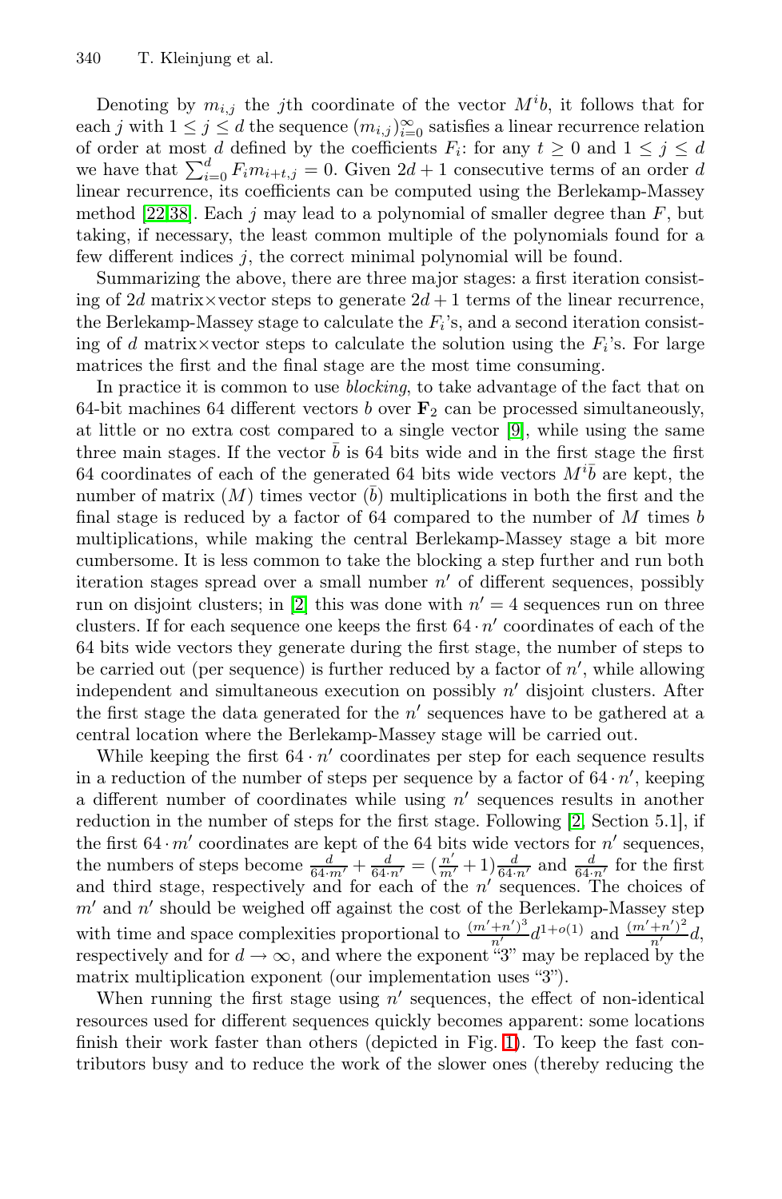Denoting by $m_{i,j}$ the $j$th coordinate of the vector $M^i b$, it follows that for each $j$ with $1 \leq j \leq d$ the sequence $(m_{i,j})_{i=0}^{\infty}$ satisfies a linear recurrence relation of order at most $d$ defined by the coefficients $F_i$: for any $t \geq 0$ and $1 \leq j \leq d$ we have that $\sum_{i=0}^{d} F_i m_{i+t,j} = 0$. Given $2d+1$ consecutive terms of an order $d$ linear recurrence, its coefficients can be computed using the Berlekamp-Massey method [22,38]. Each $j$ may lead to a polynomial of smaller degree than $F$, but taking, if necessary, the least common multiple of the polynomials found for a few different indices $j$, the correct minimal polynomial will be found.

Summarizing the above, there are three major stages: a first iteration consisting of $2d$ matrix×vector steps to generate $2d+1$ terms of the linear recurrence, the Berlekamp-Massey stage to calculate the $F_i$'s, and a second iteration consisting of $d$ matrix×vector steps to calculate the solution using the $F_i$'s. For large matrices the first and the final stage are the most time consuming.

In practice it is common to use *blocking*, to take advantage of the fact that on 64-bit machines 64 different vectors $b$ over $\mathbf{F}_2$ can be processed simultaneously, at little or no extra cost compared to a single vector [9], while using the same three main stages. If the vector $\bar{b}$ is 64 bits wide and in the first stage the first 64 coordinates of each of the generated 64 bits wide vectors $M^i\bar{b}$ are kept, the number of matrix ($M$) times vector ($\bar{b}$) multiplications in both the first and the final stage is reduced by a factor of 64 compared to the number of $M$ times $b$ multiplications, while making the central Berlekamp-Massey stage a bit more cumbersome. It is less common to take the blocking a step further and run both iteration stages spread over a small number $n'$ of different sequences, possibly run on disjoint clusters; in [2] this was done with $n' = 4$ sequences run on three clusters. If for each sequence one keeps the first $64 \cdot n'$ coordinates of each of the 64 bits wide vectors they generate during the first stage, the number of steps to be carried out (per sequence) is further reduced by a factor of $n'$, while allowing independent and simultaneous execution on possibly $n'$ disjoint clusters. After the first stage the data generated for the $n'$ sequences have to be gathered at a central location where the Berlekamp-Massey stage will be carried out.

While keeping the first $64 \cdot n'$ coordinates per step for each sequence results in a reduction of the number of steps per sequence by a factor of $64 \cdot n'$, keeping a different number of coordinates while using $n'$ sequences results in another reduction in the number of steps for the first stage. Following [2, Section 5.1], if the first $64 \cdot m'$ coordinates are kept of the 64 bits wide vectors for $n'$ sequences, the numbers of steps become $\frac{d}{64 \cdot m'} + \frac{d}{64 \cdot n'} = (\frac{n'}{m'} + 1)\frac{d}{64 \cdot n'}$ and $\frac{d}{64 \cdot n'}$ for the first and third stage, respectively and for each of the $n'$ sequences. The choices of $m'$ and $n'$ should be weighed off against the cost of the Berlekamp-Massey step with time and space complexities proportional to $\frac{(m'+n')^3}{n'} d^{1+o(1)}$ and $\frac{(m'+n')^2}{n'} d$, respectively and for $d \to \infty$, and where the exponent "3" may be replaced by the matrix multiplication exponent (our implementation uses "3").

When running the first stage using $n'$ sequences, the effect of non-identical resources used for different sequences quickly becomes apparent: some locations finish their work faster than others (depicted in Fig. 1). To keep the fast contributors busy and to reduce the work of the slower ones (thereby reducing the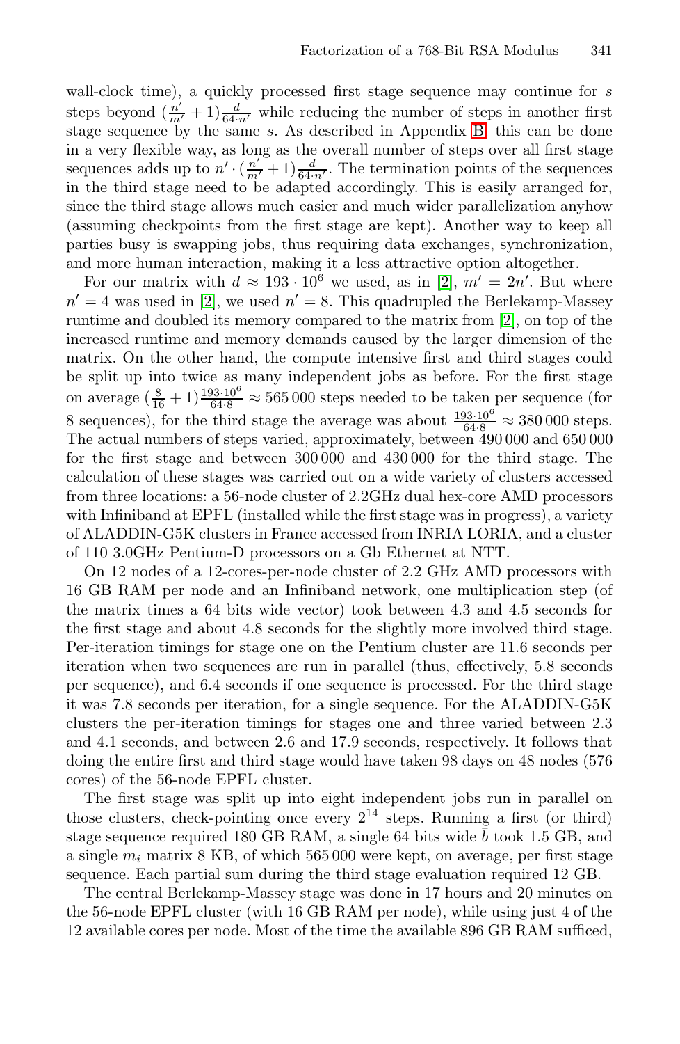wall-clock time), a quickly processed first stage sequence may continue for $s$ steps beyond $(\frac{n'}{m'}+1)\frac{d}{64 \cdot n'}$ while reducing the number of steps in another first stage sequence by the same $s$. As described in Appendix B, this can be done in a very flexible way, as long as the overall number of steps over all first stage sequences adds up to $n' \cdot (\frac{n'}{m'}+1)\frac{d}{64 \cdot n'}$. The termination points of the sequences in the third stage need to be adapted accordingly. This is easily arranged for, since the third stage allows much easier and much wider parallelization anyhow (assuming checkpoints from the first stage are kept). Another way to keep all parties busy is swapping jobs, thus requiring data exchanges, synchronization, and more human interaction, making it a less attractive option altogether.

For our matrix with $d \approx 193 \cdot 10^6$ we used, as in [2], $m' = 2n'$. But where $n' = 4$ was used in [2], we used $n' = 8$. This quadrupled the Berlekamp-Massey runtime and doubled its memory compared to the matrix from [2], on top of the increased runtime and memory demands caused by the larger dimension of the matrix. On the other hand, the compute intensive first and third stages could be split up into twice as many independent jobs as before. For the first stage on average $(\frac{8}{16}+1)\frac{193 \cdot 10^6}{64 \cdot 8} \approx 565\,000$ steps needed to be taken per sequence (for 8 sequences), for the third stage the average was about $\frac{193 \cdot 10^6}{64 \cdot 8} \approx 380\,000$ steps. The actual numbers of steps varied, approximately, between 490 000 and 650 000 for the first stage and between 300 000 and 430 000 for the third stage. The calculation of these stages was carried out on a wide variety of clusters accessed from three locations: a 56-node cluster of 2.2GHz dual hex-core AMD processors with Infiniband at EPFL (installed while the first stage was in progress), a variety of ALADDIN-G5K clusters in France accessed from INRIA LORIA, and a cluster of 110 3.0GHz Pentium-D processors on a Gb Ethernet at NTT.

On 12 nodes of a 12-cores-per-node cluster of 2.2 GHz AMD processors with 16 GB RAM per node and an Infiniband network, one multiplication step (of the matrix times a 64 bits wide vector) took between 4.3 and 4.5 seconds for the first stage and about 4.8 seconds for the slightly more involved third stage. Per-iteration timings for stage one on the Pentium cluster are 11.6 seconds per iteration when two sequences are run in parallel (thus, effectively, 5.8 seconds per sequence), and 6.4 seconds if one sequence is processed. For the third stage it was 7.8 seconds per iteration, for a single sequence. For the ALADDIN-G5K clusters the per-iteration timings for stages one and three varied between 2.3 and 4.1 seconds, and between 2.6 and 17.9 seconds, respectively. It follows that doing the entire first and third stage would have taken 98 days on 48 nodes (576 cores) of the 56-node EPFL cluster.

The first stage was split up into eight independent jobs run in parallel on those clusters, check-pointing once every $2^{14}$ steps. Running a first (or third) stage sequence required 180 GB RAM, a single 64 bits wide $\bar{b}$ took 1.5 GB, and a single $m_i$ matrix 8 KB, of which 565 000 were kept, on average, per first stage sequence. Each partial sum during the third stage evaluation required 12 GB.

The central Berlekamp-Massey stage was done in 17 hours and 20 minutes on the 56-node EPFL cluster (with 16 GB RAM per node), while using just 4 of the 12 available cores per node. Most of the time the available 896 GB RAM sufficed,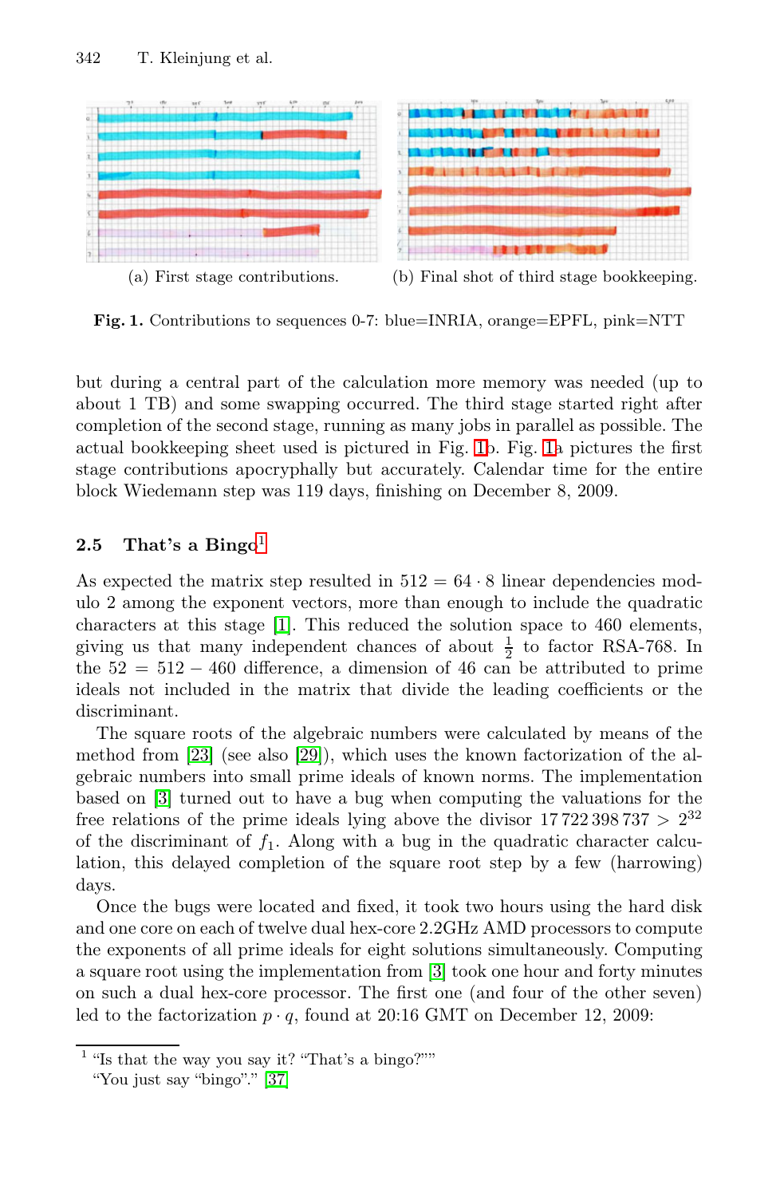(a) First stage contributions.

(b) Final shot of third stage bookkeeping.

**Fig. 1.** Contributions to sequences 0-7: blue=INRIA, orange=EPFL, pink=NTT

but during a central part of the calculation more memory was needed (up to about 1 TB) and some swapping occurred. The third stage started right after completion of the second stage, running as many jobs in parallel as possible. The actual bookkeeping sheet used is pictured in Fig. 1b. Fig. 1a pictures the first stage contributions apocryphally but accurately. Calendar time for the entire block Wiedemann step was 119 days, finishing on December 8, 2009.

### 2.5 That's a Bingo[1]

As expected the matrix step resulted in $512 = 64 \cdot 8$ linear dependencies modulo 2 among the exponent vectors, more than enough to include the quadratic characters at this stage [1]. This reduced the solution space to 460 elements, giving us that many independent chances of about $\frac{1}{2}$ to factor RSA-768. In the $52 = 512 - 460$ difference, a dimension of 46 can be attributed to prime ideals not included in the matrix that divide the leading coefficients or the discriminant.

The square roots of the algebraic numbers were calculated by means of the method from [23] (see also [29]), which uses the known factorization of the algebraic numbers into small prime ideals of known norms. The implementation based on [3] turned out to have a bug when computing the valuations for the free relations of the prime ideals lying above the divisor $17\,722\,398\,737 > 2^{32}$ of the discriminant of $f_1$. Along with a bug in the quadratic character calculation, this delayed completion of the square root step by a few (harrowing) days.

Once the bugs were located and fixed, it took two hours using the hard disk and one core on each of twelve dual hex-core 2.2GHz AMD processors to compute the exponents of all prime ideals for eight solutions simultaneously. Computing a square root using the implementation from [3] took one hour and forty minutes on such a dual hex-core processor. The first one (and four of the other seven) led to the factorization $p \cdot q$, found at 20:16 GMT on December 12, 2009:

---

[1] "Is that the way you say it? "That's a bingo?""
"You just say "bingo"." [37]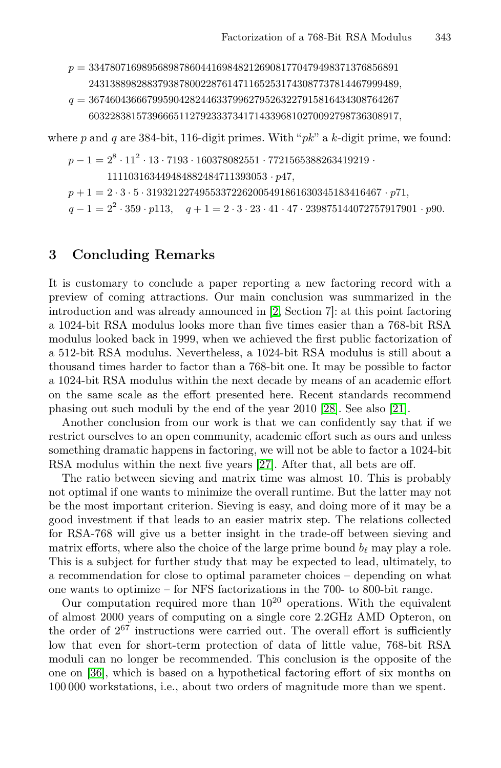$$p = 3347807169895689878604416984821269081770479498371376856891$$
$$\quad 2431388982883793878002287614711652531743087737814467999489,$$
$$q = 3674604366679959042824463379962795263227915816434308764267$$
$$\quad 6032283815739666511279233373417143396810270092798736308917,$$

where $p$ and $q$ are 384-bit, 116-digit primes. With "$pk$" a $k$-digit prime, we found:

$$p - 1 = 2^8 \cdot 11^2 \cdot 13 \cdot 7193 \cdot 160378082551 \cdot 7721565388263419219 \cdot$$
$$\quad 111103163449484882484711393053 \cdot p47,$$
$$p + 1 = 2 \cdot 3 \cdot 5 \cdot 31932122749553372262005491861630345183416467 \cdot p71,$$
$$q - 1 = 2^2 \cdot 359 \cdot p113, \quad q + 1 = 2 \cdot 3 \cdot 23 \cdot 41 \cdot 47 \cdot 239875144072757917901 \cdot p90.$$

## 3 Concluding Remarks

It is customary to conclude a paper reporting a new factoring record with a preview of coming attractions. Our main conclusion was summarized in the introduction and was already announced in [2, Section 7]: at this point factoring a 1024-bit RSA modulus looks more than five times easier than a 768-bit RSA modulus looked back in 1999, when we achieved the first public factorization of a 512-bit RSA modulus. Nevertheless, a 1024-bit RSA modulus is still about a thousand times harder to factor than a 768-bit one. It may be possible to factor a 1024-bit RSA modulus within the next decade by means of an academic effort on the same scale as the effort presented here. Recent standards recommend phasing out such moduli by the end of the year 2010 [28]. See also [21].

Another conclusion from our work is that we can confidently say that if we restrict ourselves to an open community, academic effort such as ours and unless something dramatic happens in factoring, we will not be able to factor a 1024-bit RSA modulus within the next five years [27]. After that, all bets are off.

The ratio between sieving and matrix time was almost 10. This is probably not optimal if one wants to minimize the overall runtime. But the latter may not be the most important criterion. Sieving is easy, and doing more of it may be a good investment if that leads to an easier matrix step. The relations collected for RSA-768 will give us a better insight in the trade-off between sieving and matrix efforts, where also the choice of the large prime bound $b_\ell$ may play a role. This is a subject for further study that may be expected to lead, ultimately, to a recommendation for close to optimal parameter choices – depending on what one wants to optimize – for NFS factorizations in the 700- to 800-bit range.

Our computation required more than $10^{20}$ operations. With the equivalent of almost 2000 years of computing on a single core 2.2GHz AMD Opteron, on the order of $2^{67}$ instructions were carried out. The overall effort is sufficiently low that even for short-term protection of data of little value, 768-bit RSA moduli can no longer be recommended. This conclusion is the opposite of the one on [36], which is based on a hypothetical factoring effort of six months on 100 000 workstations, i.e., about two orders of magnitude more than we spent.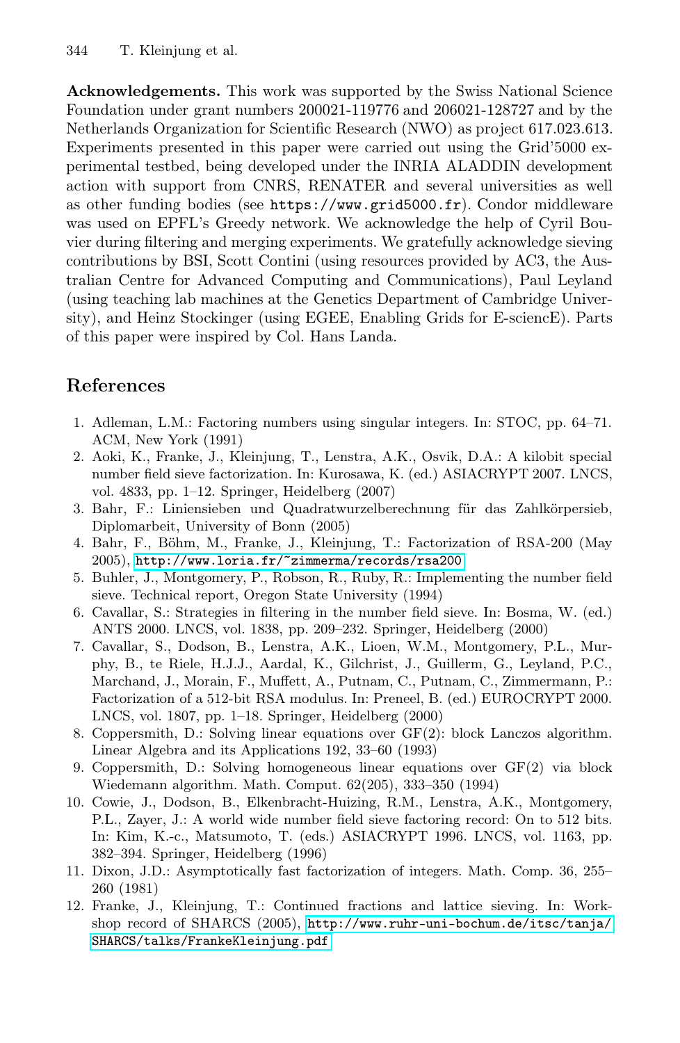**Acknowledgements.** This work was supported by the Swiss National Science Foundation under grant numbers 200021-119776 and 206021-128727 and by the Netherlands Organization for Scientific Research (NWO) as project 617.023.613. Experiments presented in this paper were carried out using the Grid'5000 experimental testbed, being developed under the INRIA ALADDIN development action with support from CNRS, RENATER and several universities as well as other funding bodies (see https://www.grid5000.fr). Condor middleware was used on EPFL's Greedy network. We acknowledge the help of Cyril Bouvier during filtering and merging experiments. We gratefully acknowledge sieving contributions by BSI, Scott Contini (using resources provided by AC3, the Australian Centre for Advanced Computing and Communications), Paul Leyland (using teaching lab machines at the Genetics Department of Cambridge University), and Heinz Stockinger (using EGEE, Enabling Grids for E-sciencE). Parts of this paper were inspired by Col. Hans Landa.

## References

1. Adleman, L.M.: Factoring numbers using singular integers. In: STOC, pp. 64–71. ACM, New York (1991)
2. Aoki, K., Franke, J., Kleinjung, T., Lenstra, A.K., Osvik, D.A.: A kilobit special number field sieve factorization. In: Kurosawa, K. (ed.) ASIACRYPT 2007. LNCS, vol. 4833, pp. 1–12. Springer, Heidelberg (2007)
3. Bahr, F.: Liniensieben und Quadratwurzelberechnung für das Zahlkörpersieb, Diplomarbeit, University of Bonn (2005)
4. Bahr, F., Böhm, M., Franke, J., Kleinjung, T.: Factorization of RSA-200 (May 2005), http://www.loria.fr/~zimmerma/records/rsa200
5. Buhler, J., Montgomery, P., Robson, R., Ruby, R.: Implementing the number field sieve. Technical report, Oregon State University (1994)
6. Cavallar, S.: Strategies in filtering in the number field sieve. In: Bosma, W. (ed.) ANTS 2000. LNCS, vol. 1838, pp. 209–232. Springer, Heidelberg (2000)
7. Cavallar, S., Dodson, B., Lenstra, A.K., Lioen, W.M., Montgomery, P.L., Murphy, B., te Riele, H.J.J., Aardal, K., Gilchrist, J., Guillerm, G., Leyland, P.C., Marchand, J., Morain, F., Muffett, A., Putnam, C., Putnam, C., Zimmermann, P.: Factorization of a 512-bit RSA modulus. In: Preneel, B. (ed.) EUROCRYPT 2000. LNCS, vol. 1807, pp. 1–18. Springer, Heidelberg (2000)
8. Coppersmith, D.: Solving linear equations over GF(2): block Lanczos algorithm. Linear Algebra and its Applications 192, 33–60 (1993)
9. Coppersmith, D.: Solving homogeneous linear equations over GF(2) via block Wiedemann algorithm. Math. Comput. 62(205), 333–350 (1994)
10. Cowie, J., Dodson, B., Elkenbracht-Huizing, R.M., Lenstra, A.K., Montgomery, P.L., Zayer, J.: A world wide number field sieve factoring record: On to 512 bits. In: Kim, K.-c., Matsumoto, T. (eds.) ASIACRYPT 1996. LNCS, vol. 1163, pp. 382–394. Springer, Heidelberg (1996)
11. Dixon, J.D.: Asymptotically fast factorization of integers. Math. Comp. 36, 255–260 (1981)
12. Franke, J., Kleinjung, T.: Continued fractions and lattice sieving. In: Workshop record of SHARCS (2005), http://www.ruhr-uni-bochum.de/itsc/tanja/SHARCS/talks/FrankeKleinjung.pdf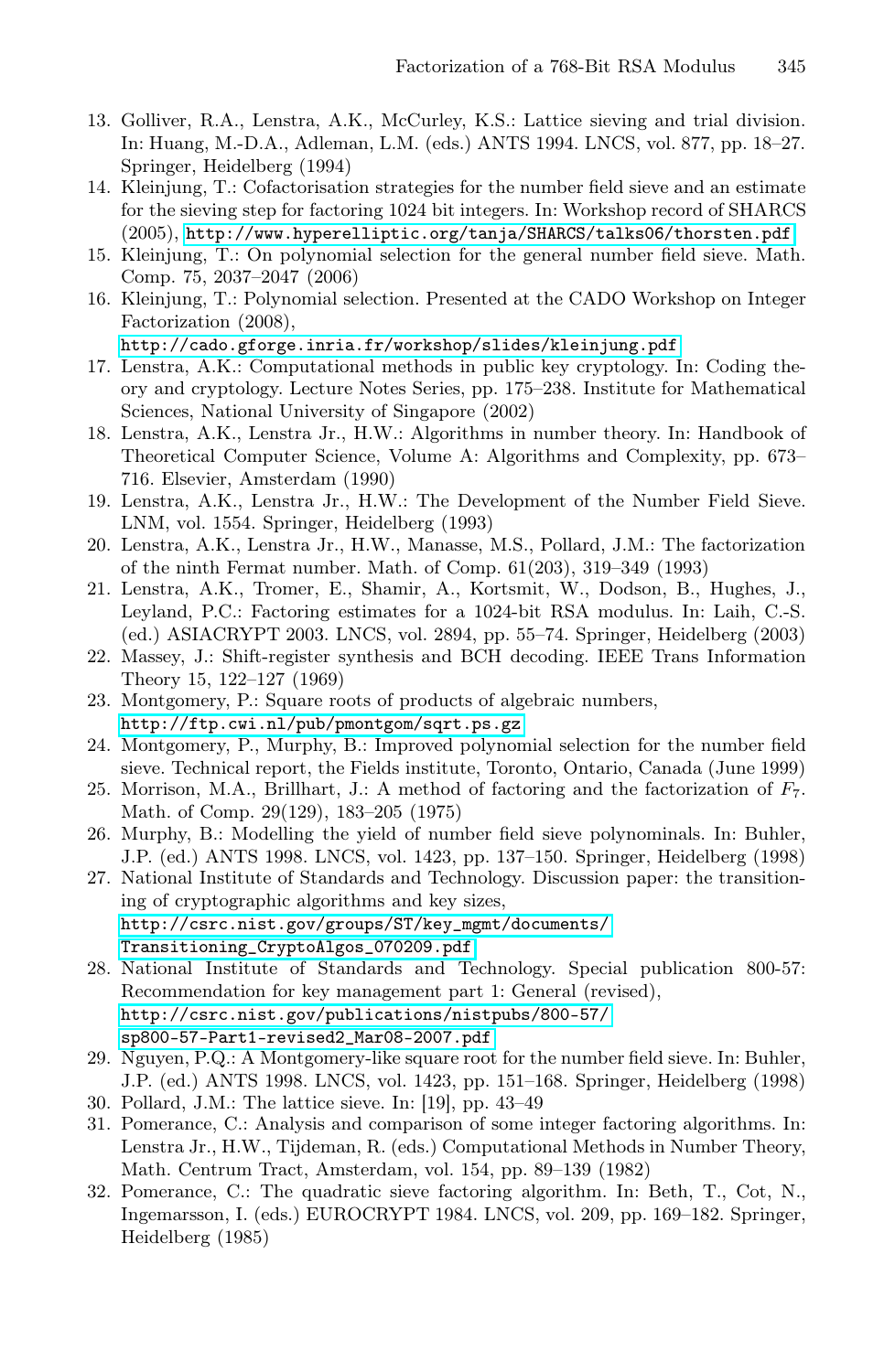13. Golliver, R.A., Lenstra, A.K., McCurley, K.S.: Lattice sieving and trial division. In: Huang, M.-D.A., Adleman, L.M. (eds.) ANTS 1994. LNCS, vol. 877, pp. 18–27. Springer, Heidelberg (1994)
14. Kleinjung, T.: Cofactorisation strategies for the number field sieve and an estimate for the sieving step for factoring 1024 bit integers. In: Workshop record of SHARCS (2005), http://www.hyperelliptic.org/tanja/SHARCS/talks06/thorsten.pdf
15. Kleinjung, T.: On polynomial selection for the general number field sieve. Math. Comp. 75, 2037–2047 (2006)
16. Kleinjung, T.: Polynomial selection. Presented at the CADO Workshop on Integer Factorization (2008), http://cado.gforge.inria.fr/workshop/slides/kleinjung.pdf
17. Lenstra, A.K.: Computational methods in public key cryptology. In: Coding theory and cryptology. Lecture Notes Series, pp. 175–238. Institute for Mathematical Sciences, National University of Singapore (2002)
18. Lenstra, A.K., Lenstra Jr., H.W.: Algorithms in number theory. In: Handbook of Theoretical Computer Science, Volume A: Algorithms and Complexity, pp. 673–716. Elsevier, Amsterdam (1990)
19. Lenstra, A.K., Lenstra Jr., H.W.: The Development of the Number Field Sieve. LNM, vol. 1554. Springer, Heidelberg (1993)
20. Lenstra, A.K., Lenstra Jr., H.W., Manasse, M.S., Pollard, J.M.: The factorization of the ninth Fermat number. Math. of Comp. 61(203), 319–349 (1993)
21. Lenstra, A.K., Tromer, E., Shamir, A., Kortsmit, W., Dodson, B., Hughes, J., Leyland, P.C.: Factoring estimates for a 1024-bit RSA modulus. In: Laih, C.-S. (ed.) ASIACRYPT 2003. LNCS, vol. 2894, pp. 55–74. Springer, Heidelberg (2003)
22. Massey, J.: Shift-register synthesis and BCH decoding. IEEE Trans Information Theory 15, 122–127 (1969)
23. Montgomery, P.: Square roots of products of algebraic numbers, http://ftp.cwi.nl/pub/pmontgom/sqrt.ps.gz
24. Montgomery, P., Murphy, B.: Improved polynomial selection for the number field sieve. Technical report, the Fields institute, Toronto, Ontario, Canada (June 1999)
25. Morrison, M.A., Brillhart, J.: A method of factoring and the factorization of $F_7$. Math. of Comp. 29(129), 183–205 (1975)
26. Murphy, B.: Modelling the yield of number field sieve polynominals. In: Buhler, J.P. (ed.) ANTS 1998. LNCS, vol. 1423, pp. 137–150. Springer, Heidelberg (1998)
27. National Institute of Standards and Technology. Discussion paper: the transitioning of cryptographic algorithms and key sizes, http://csrc.nist.gov/groups/ST/key_mgmt/documents/Transitioning_CryptoAlgos_070209.pdf
28. National Institute of Standards and Technology. Special publication 800-57: Recommendation for key management part 1: General (revised), http://csrc.nist.gov/publications/nistpubs/800-57/sp800-57-Part1-revised2_Mar08-2007.pdf
29. Nguyen, P.Q.: A Montgomery-like square root for the number field sieve. In: Buhler, J.P. (ed.) ANTS 1998. LNCS, vol. 1423, pp. 151–168. Springer, Heidelberg (1998)
30. Pollard, J.M.: The lattice sieve. In: [19], pp. 43–49
31. Pomerance, C.: Analysis and comparison of some integer factoring algorithms. In: Lenstra Jr., H.W., Tijdeman, R. (eds.) Computational Methods in Number Theory, Math. Centrum Tract, Amsterdam, vol. 154, pp. 89–139 (1982)
32. Pomerance, C.: The quadratic sieve factoring algorithm. In: Beth, T., Cot, N., Ingemarsson, I. (eds.) EUROCRYPT 1984. LNCS, vol. 209, pp. 169–182. Springer, Heidelberg (1985)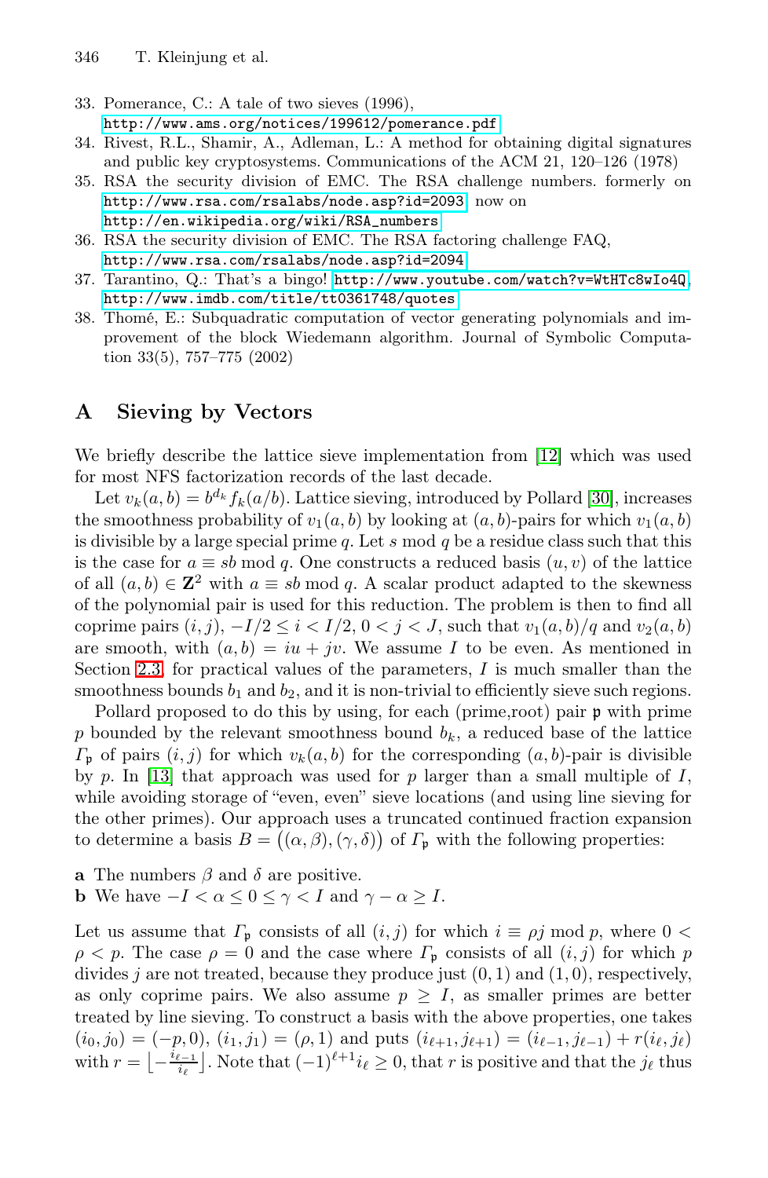33. Pomerance, C.: A tale of two sieves (1996), http://www.ams.org/notices/199612/pomerance.pdf
34. Rivest, R.L., Shamir, A., Adleman, L.: A method for obtaining digital signatures and public key cryptosystems. Communications of the ACM 21, 120–126 (1978)
35. RSA the security division of EMC. The RSA challenge numbers. formerly on http://www.rsa.com/rsalabs/node.asp?id=2093, now on http://en.wikipedia.org/wiki/RSA_numbers
36. RSA the security division of EMC. The RSA factoring challenge FAQ, http://www.rsa.com/rsalabs/node.asp?id=2094
37. Tarantino, Q.: That's a bingo! http://www.youtube.com/watch?v=WtHTc8wIo4Q, http://www.imdb.com/title/tt0361748/quotes
38. Thomé, E.: Subquadratic computation of vector generating polynomials and improvement of the block Wiedemann algorithm. Journal of Symbolic Computation 33(5), 757–775 (2002)

## A Sieving by Vectors

We briefly describe the lattice sieve implementation from [12] which was used for most NFS factorization records of the last decade.

Let $v_k(a,b) = b^{d_k} f_k(a/b)$. Lattice sieving, introduced by Pollard [30], increases the smoothness probability of $v_1(a,b)$ by looking at $(a,b)$-pairs for which $v_1(a,b)$ is divisible by a large special prime $q$. Let $s \bmod q$ be a residue class such that this is the case for $a \equiv sb \bmod q$. One constructs a reduced basis $(u,v)$ of the lattice of all $(a,b) \in \mathbf{Z}^2$ with $a \equiv sb \bmod q$. A scalar product adapted to the skewness of the polynomial pair is used for this reduction. The problem is then to find all coprime pairs $(i,j)$, $-I/2 \le i < I/2$, $0 < j < J$, such that $v_1(a,b)/q$ and $v_2(a,b)$ are smooth, with $(a,b) = iu + jv$. We assume $I$ to be even. As mentioned in Section 2.3, for practical values of the parameters, $I$ is much smaller than the smoothness bounds $b_1$ and $b_2$, and it is non-trivial to efficiently sieve such regions.

Pollard proposed to do this by using, for each (prime,root) pair $\mathfrak{p}$ with prime $p$ bounded by the relevant smoothness bound $b_k$, a reduced base of the lattice $\Gamma_\mathfrak{p}$ of pairs $(i,j)$ for which $v_k(a,b)$ for the corresponding $(a,b)$-pair is divisible by $p$. In [13] that approach was used for $p$ larger than a small multiple of $I$, while avoiding storage of "even, even" sieve locations (and using line sieving for the other primes). Our approach uses a truncated continued fraction expansion to determine a basis $B = \big((\alpha,\beta),(\gamma,\delta)\big)$ of $\Gamma_\mathfrak{p}$ with the following properties:

**a** The numbers $\beta$ and $\delta$ are positive.
**b** We have $-I < \alpha \le 0 \le \gamma < I$ and $\gamma - \alpha \ge I$.

Let us assume that $\Gamma_\mathfrak{p}$ consists of all $(i,j)$ for which $i \equiv \rho j \bmod p$, where $0 < \rho < p$. The case $\rho = 0$ and the case where $\Gamma_\mathfrak{p}$ consists of all $(i,j)$ for which $p$ divides $j$ are not treated, because they produce just $(0,1)$ and $(1,0)$, respectively, as only coprime pairs. We also assume $p \ge I$, as smaller primes are better treated by line sieving. To construct a basis with the above properties, one takes $(i_0,j_0) = (-p,0)$, $(i_1,j_1) = (\rho,1)$ and puts $(i_{\ell+1},j_{\ell+1}) = (i_{\ell-1},j_{\ell-1}) + r(i_\ell,j_\ell)$ with $r = \left\lfloor -\frac{i_{\ell-1}}{i_\ell} \right\rfloor$. Note that $(-1)^{\ell+1} i_\ell \ge 0$, that $r$ is positive and that the $j_\ell$ thus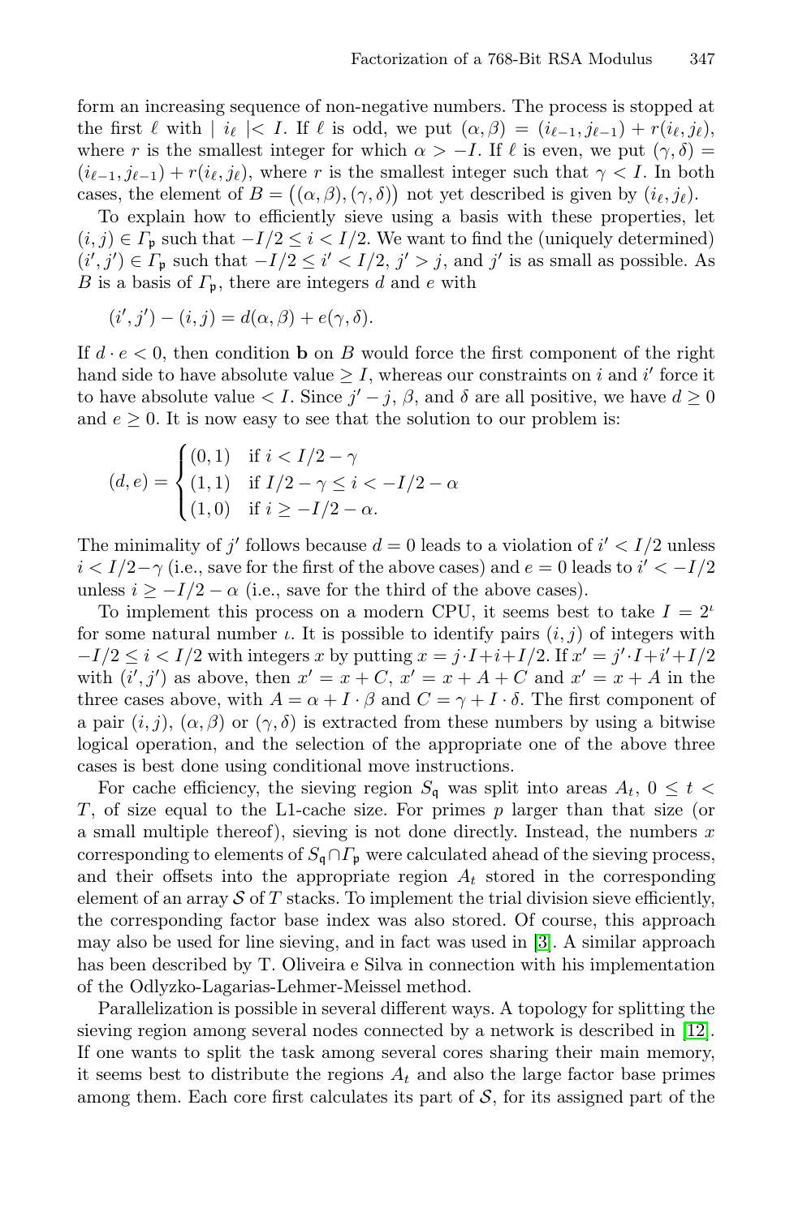form an increasing sequence of non-negative numbers. The process is stopped at the first $\ell$ with $| i_\ell | < I$. If $\ell$ is odd, we put $(\alpha, \beta) = (i_{\ell-1}, j_{\ell-1}) + r(i_\ell, j_\ell)$, where $r$ is the smallest integer for which $\alpha > -I$. If $\ell$ is even, we put $(\gamma, \delta) = (i_{\ell-1}, j_{\ell-1}) + r(i_\ell, j_\ell)$, where $r$ is the smallest integer such that $\gamma < I$. In both cases, the element of $B = \big((\alpha, \beta), (\gamma, \delta)\big)$ not yet described is given by $(i_\ell, j_\ell)$.

To explain how to efficiently sieve using a basis with these properties, let $(i, j) \in \Gamma_\mathfrak{p}$ such that $-I/2 \le i < I/2$. We want to find the (uniquely determined) $(i', j') \in \Gamma_\mathfrak{p}$ such that $-I/2 \le i' < I/2$, $j' > j$, and $j'$ is as small as possible. As $B$ is a basis of $\Gamma_\mathfrak{p}$, there are integers $d$ and $e$ with

$$(i', j') - (i, j) = d(\alpha, \beta) + e(\gamma, \delta).$$

If $d \cdot e < 0$, then condition **b** on $B$ would force the first component of the right hand side to have absolute value $\ge I$, whereas our constraints on $i$ and $i'$ force it to have absolute value $< I$. Since $j' - j$, $\beta$, and $\delta$ are all positive, we have $d \ge 0$ and $e \ge 0$. It is now easy to see that the solution to our problem is:

$$(d, e) = \begin{cases} (0, 1) & \text{if } i < I/2 - \gamma \\ (1, 1) & \text{if } I/2 - \gamma \le i < -I/2 - \alpha \\ (1, 0) & \text{if } i \ge -I/2 - \alpha. \end{cases}$$

The minimality of $j'$ follows because $d = 0$ leads to a violation of $i' < I/2$ unless $i < I/2 - \gamma$ (i.e., save for the first of the above cases) and $e = 0$ leads to $i' < -I/2$ unless $i \ge -I/2 - \alpha$ (i.e., save for the third of the above cases).

To implement this process on a modern CPU, it seems best to take $I = 2^\iota$ for some natural number $\iota$. It is possible to identify pairs $(i, j)$ of integers with $-I/2 \le i < I/2$ with integers $x$ by putting $x = j \cdot I + i + I/2$. If $x' = j' \cdot I + i' + I/2$ with $(i', j')$ as above, then $x' = x + C$, $x' = x + A + C$ and $x' = x + A$ in the three cases above, with $A = \alpha + I \cdot \beta$ and $C = \gamma + I \cdot \delta$. The first component of a pair $(i, j)$, $(\alpha, \beta)$ or $(\gamma, \delta)$ is extracted from these numbers by using a bitwise logical operation, and the selection of the appropriate one of the above three cases is best done using conditional move instructions.

For cache efficiency, the sieving region $S_\mathfrak{q}$ was split into areas $A_t$, $0 \le t < T$, of size equal to the L1-cache size. For primes $p$ larger than that size (or a small multiple thereof), sieving is not done directly. Instead, the numbers $x$ corresponding to elements of $S_\mathfrak{q} \cap \Gamma_\mathfrak{p}$ were calculated ahead of the sieving process, and their offsets into the appropriate region $A_t$ stored in the corresponding element of an array $\mathcal{S}$ of $T$ stacks. To implement the trial division sieve efficiently, the corresponding factor base index was also stored. Of course, this approach may also be used for line sieving, and in fact was used in [3]. A similar approach has been described by T. Oliveira e Silva in connection with his implementation of the Odlyzko-Lagarias-Lehmer-Meissel method.

Parallelization is possible in several different ways. A topology for splitting the sieving region among several nodes connected by a network is described in [12]. If one wants to split the task among several cores sharing their main memory, it seems best to distribute the regions $A_t$ and also the large factor base primes among them. Each core first calculates its part of $\mathcal{S}$, for its assigned part of the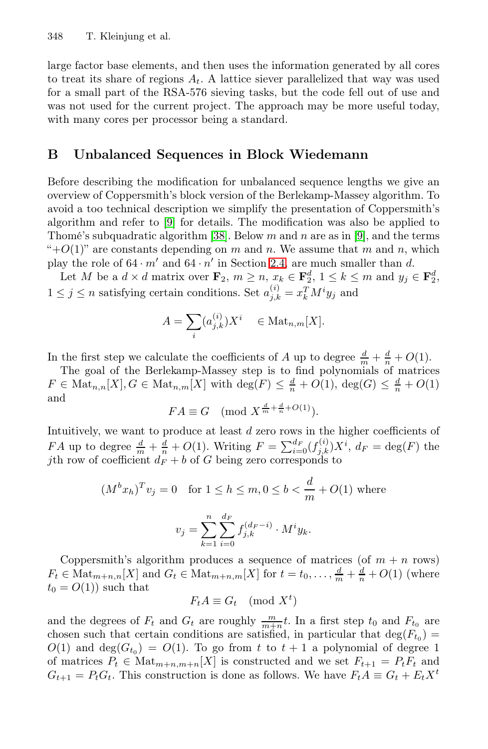large factor base elements, and then uses the information generated by all cores to treat its share of regions $A_t$. A lattice siever parallelized that way was used for a small part of the RSA-576 sieving tasks, but the code fell out of use and was not used for the current project. The approach may be more useful today, with many cores per processor being a standard.

## B Unbalanced Sequences in Block Wiedemann

Before describing the modification for unbalanced sequence lengths we give an overview of Coppersmith's block version of the Berlekamp-Massey algorithm. To avoid a too technical description we simplify the presentation of Coppersmith's algorithm and refer to [9] for details. The modification was also be applied to Thomé's subquadratic algorithm [38]. Below $m$ and $n$ are as in [9], and the terms "$+O(1)$" are constants depending on $m$ and $n$. We assume that $m$ and $n$, which play the role of $64 \cdot m'$ and $64 \cdot n'$ in Section 2.4, are much smaller than $d$.

Let $M$ be a $d \times d$ matrix over $\mathbf{F}_2$, $m \geq n$, $x_k \in \mathbf{F}_2^d$, $1 \leq k \leq m$ and $y_j \in \mathbf{F}_2^d$, $1 \leq j \leq n$ satisfying certain conditions. Set $a_{j,k}^{(i)} = x_k^T M^i y_j$ and

$$A = \sum_i (a_{j,k}^{(i)}) X^i \quad \in \mathrm{Mat}_{n,m}[X].$$

In the first step we calculate the coefficients of $A$ up to degree $\frac{d}{m} + \frac{d}{n} + O(1)$.

The goal of the Berlekamp-Massey step is to find polynomials of matrices $F \in \mathrm{Mat}_{n,n}[X], G \in \mathrm{Mat}_{n,m}[X]$ with $\deg(F) \leq \frac{d}{n} + O(1)$, $\deg(G) \leq \frac{d}{n} + O(1)$ and

$$FA \equiv G \pmod{X^{\frac{d}{m}+\frac{d}{n}+O(1)}}.$$

Intuitively, we want to produce at least $d$ zero rows in the higher coefficients of $FA$ up to degree $\frac{d}{m} + \frac{d}{n} + O(1)$. Writing $F = \sum_{i=0}^{d_F} (f_{j,k}^{(i)}) X^i$, $d_F = \deg(F)$ the $j$th row of coefficient $d_F + b$ of $G$ being zero corresponds to

$$(M^b x_h)^T v_j = 0 \quad \text{for } 1 \leq h \leq m, 0 \leq b < \frac{d}{m} + O(1) \text{ where}$$

$$v_j = \sum_{k=1}^{n} \sum_{i=0}^{d_F} f_{j,k}^{(d_F - i)} \cdot M^i y_k.$$

Coppersmith's algorithm produces a sequence of matrices (of $m+n$ rows) $F_t \in \mathrm{Mat}_{m+n,n}[X]$ and $G_t \in \mathrm{Mat}_{m+n,m}[X]$ for $t = t_0, \ldots, \frac{d}{m} + \frac{d}{n} + O(1)$ (where $t_0 = O(1)$) such that

$$F_t A \equiv G_t \pmod{X^t}$$

and the degrees of $F_t$ and $G_t$ are roughly $\frac{m}{m+n} t$. In a first step $t_0$ and $F_{t_0}$ are chosen such that certain conditions are satisfied, in particular that $\deg(F_{t_0}) = O(1)$ and $\deg(G_{t_0}) = O(1)$. To go from $t$ to $t+1$ a polynomial of degree 1 of matrices $P_t \in \mathrm{Mat}_{m+n,m+n}[X]$ is constructed and we set $F_{t+1} = P_t F_t$ and $G_{t+1} = P_t G_t$. This construction is done as follows. We have $F_t A \equiv G_t + E_t X^t$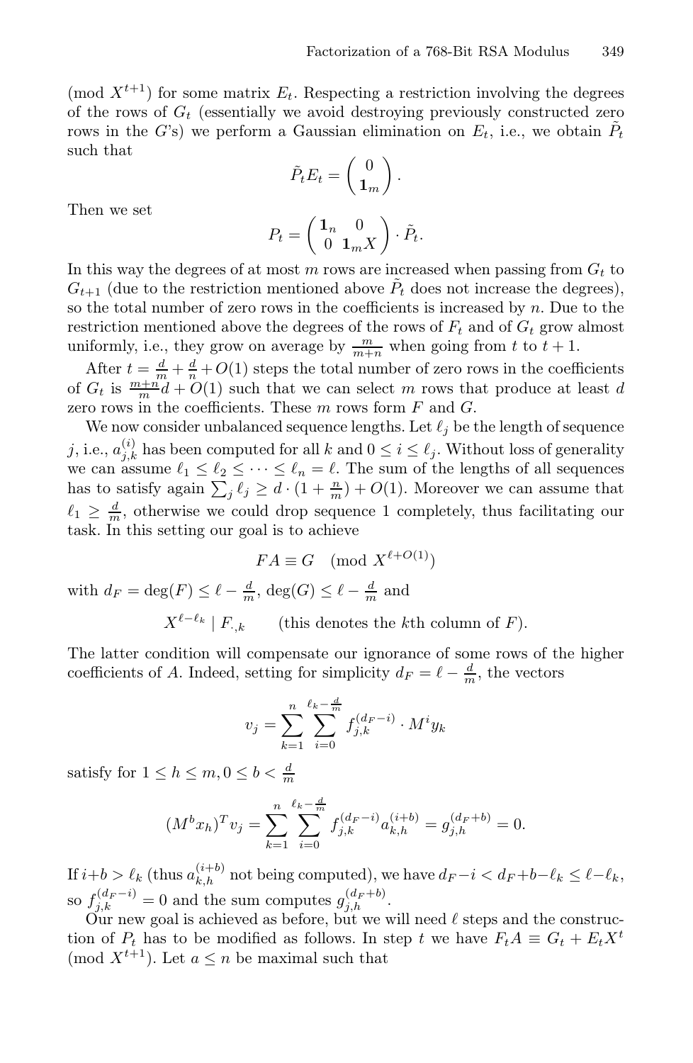(mod $X^{t+1}$) for some matrix $E_t$. Respecting a restriction involving the degrees of the rows of $G_t$ (essentially we avoid destroying previously constructed zero rows in the $G$'s) we perform a Gaussian elimination on $E_t$, i.e., we obtain $\tilde{P}_t$ such that

$$\tilde{P}_t E_t = \begin{pmatrix} 0 \\ \mathbf{1}_m \end{pmatrix}.$$

Then we set

$$P_t = \begin{pmatrix} \mathbf{1}_n & 0 \\ 0 & \mathbf{1}_m X \end{pmatrix} \cdot \tilde{P}_t.$$

In this way the degrees of at most $m$ rows are increased when passing from $G_t$ to $G_{t+1}$ (due to the restriction mentioned above $\tilde{P}_t$ does not increase the degrees), so the total number of zero rows in the coefficients is increased by $n$. Due to the restriction mentioned above the degrees of the rows of $F_t$ and of $G_t$ grow almost uniformly, i.e., they grow on average by $\frac{m}{m+n}$ when going from $t$ to $t+1$.

After $t = \frac{d}{m} + \frac{d}{n} + O(1)$ steps the total number of zero rows in the coefficients of $G_t$ is $\frac{m+n}{m}d + O(1)$ such that we can select $m$ rows that produce at least $d$ zero rows in the coefficients. These $m$ rows form $F$ and $G$.

We now consider unbalanced sequence lengths. Let $\ell_j$ be the length of sequence $j$, i.e., $a_{j,k}^{(i)}$ has been computed for all $k$ and $0 \leq i \leq \ell_j$. Without loss of generality we can assume $\ell_1 \leq \ell_2 \leq \cdots \leq \ell_n = \ell$. The sum of the lengths of all sequences has to satisfy again $\sum_j \ell_j \geq d \cdot (1 + \frac{n}{m}) + O(1)$. Moreover we can assume that $\ell_1 \geq \frac{d}{m}$, otherwise we could drop sequence 1 completely, thus facilitating our task. In this setting our goal is to achieve

$$FA \equiv G \pmod{X^{\ell + O(1)}}$$

with $d_F = \deg(F) \leq \ell - \frac{d}{m}$, $\deg(G) \leq \ell - \frac{d}{m}$ and

$$X^{\ell - \ell_k} \mid F_{\cdot,k} \qquad \text{(this denotes the } k\text{th column of } F\text{).}$$

The latter condition will compensate our ignorance of some rows of the higher coefficients of $A$. Indeed, setting for simplicity $d_F = \ell - \frac{d}{m}$, the vectors

$$v_j = \sum_{k=1}^{n} \sum_{i=0}^{\ell_k - \frac{d}{m}} f_{j,k}^{(d_F - i)} \cdot M^i y_k$$

satisfy for $1 \leq h \leq m, 0 \leq b < \frac{d}{m}$

$$(M^b x_h)^T v_j = \sum_{k=1}^{n} \sum_{i=0}^{\ell_k - \frac{d}{m}} f_{j,k}^{(d_F - i)} a_{k,h}^{(i+b)} = g_{j,h}^{(d_F + b)} = 0.$$

If $i+b > \ell_k$ (thus $a_{k,h}^{(i+b)}$ not being computed), we have $d_F - i < d_F + b - \ell_k \leq \ell - \ell_k$, so $f_{j,k}^{(d_F - i)} = 0$ and the sum computes $g_{j,h}^{(d_F + b)}$.

Our new goal is achieved as before, but we will need $\ell$ steps and the construction of $P_t$ has to be modified as follows. In step $t$ we have $F_t A \equiv G_t + E_t X^t \pmod{X^{t+1}}$. Let $a \leq n$ be maximal such that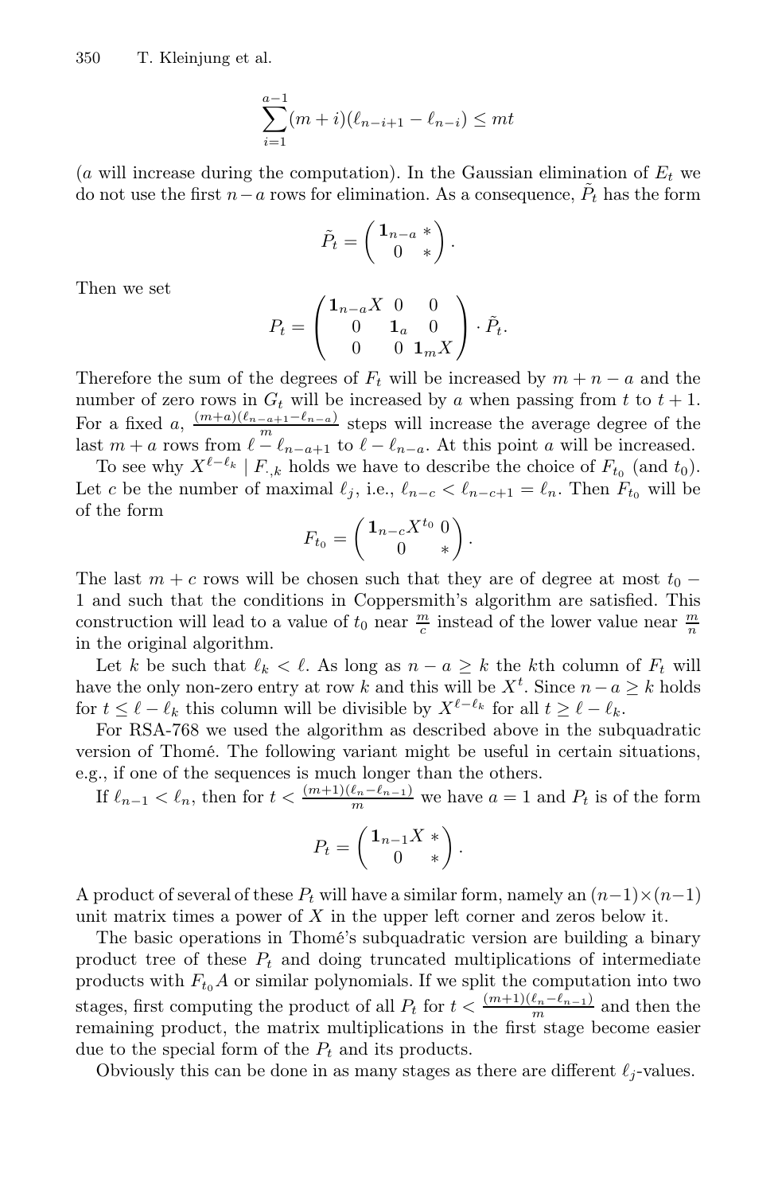$$\sum_{i=1}^{a-1}(m+i)(\ell_{n-i+1}-\ell_{n-i}) \le mt$$

($a$ will increase during the computation). In the Gaussian elimination of $E_t$ we do not use the first $n-a$ rows for elimination. As a consequence, $\tilde{P}_t$ has the form

$$\tilde{P}_t = \begin{pmatrix} \mathbf{1}_{n-a} & * \\ 0 & * \end{pmatrix}.$$

Then we set

$$P_t = \begin{pmatrix} \mathbf{1}_{n-a}X & 0 & 0 \\ 0 & \mathbf{1}_a & 0 \\ 0 & 0 & \mathbf{1}_m X \end{pmatrix} \cdot \tilde{P}_t.$$

Therefore the sum of the degrees of $F_t$ will be increased by $m+n-a$ and the number of zero rows in $G_t$ will be increased by $a$ when passing from $t$ to $t+1$. For a fixed $a$, $\frac{(m+a)(\ell_{n-a+1}-\ell_{n-a})}{m}$ steps will increase the average degree of the last $m+a$ rows from $\ell-\ell_{n-a+1}$ to $\ell-\ell_{n-a}$. At this point $a$ will be increased.

To see why $X^{\ell-\ell_k} \mid F_{\cdot,k}$ holds we have to describe the choice of $F_{t_0}$ (and $t_0$). Let $c$ be the number of maximal $\ell_j$, i.e., $\ell_{n-c} < \ell_{n-c+1} = \ell_n$. Then $F_{t_0}$ will be of the form

$$F_{t_0} = \begin{pmatrix} \mathbf{1}_{n-c}X^{t_0} & 0 \\ 0 & * \end{pmatrix}.$$

The last $m+c$ rows will be chosen such that they are of degree at most $t_0-1$ and such that the conditions in Coppersmith's algorithm are satisfied. This construction will lead to a value of $t_0$ near $\frac{m}{c}$ instead of the lower value near $\frac{m}{n}$ in the original algorithm.

Let $k$ be such that $\ell_k < \ell$. As long as $n-a \ge k$ the $k$th column of $F_t$ will have the only non-zero entry at row $k$ and this will be $X^t$. Since $n-a \ge k$ holds for $t \le \ell - \ell_k$ this column will be divisible by $X^{\ell-\ell_k}$ for all $t \ge \ell - \ell_k$.

For RSA-768 we used the algorithm as described above in the subquadratic version of Thomé. The following variant might be useful in certain situations, e.g., if one of the sequences is much longer than the others.

If $\ell_{n-1} < \ell_n$, then for $t < \frac{(m+1)(\ell_n-\ell_{n-1})}{m}$ we have $a=1$ and $P_t$ is of the form

$$P_t = \begin{pmatrix} \mathbf{1}_{n-1}X & * \\ 0 & * \end{pmatrix}.$$

A product of several of these $P_t$ will have a similar form, namely an $(n-1)\times(n-1)$ unit matrix times a power of $X$ in the upper left corner and zeros below it.

The basic operations in Thomé's subquadratic version are building a binary product tree of these $P_t$ and doing truncated multiplications of intermediate products with $F_{t_0}A$ or similar polynomials. If we split the computation into two stages, first computing the product of all $P_t$ for $t < \frac{(m+1)(\ell_n-\ell_{n-1})}{m}$ and then the remaining product, the matrix multiplications in the first stage become easier due to the special form of the $P_t$ and its products.

Obviously this can be done in as many stages as there are different $\ell_j$-values.